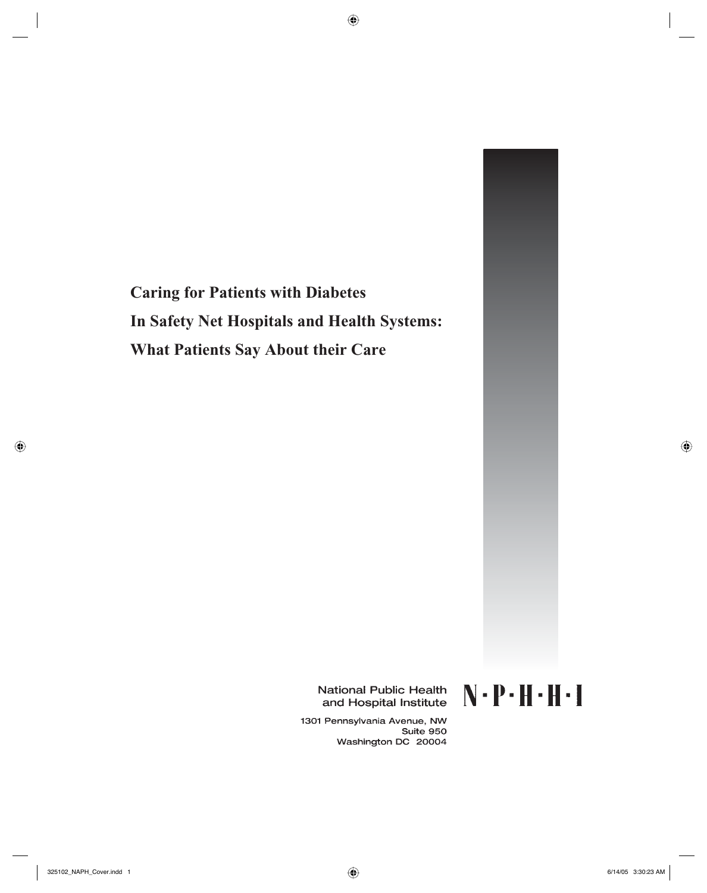# Caring for Patients with Diabetes In Safety Net Hospitals and Health Systems: What Patients Say About their Care

National Public Health and Hospital Institute

N·P·H·H·I

1301 Pennsylvania Avenue, NW
Suite 950
Washington DC 20004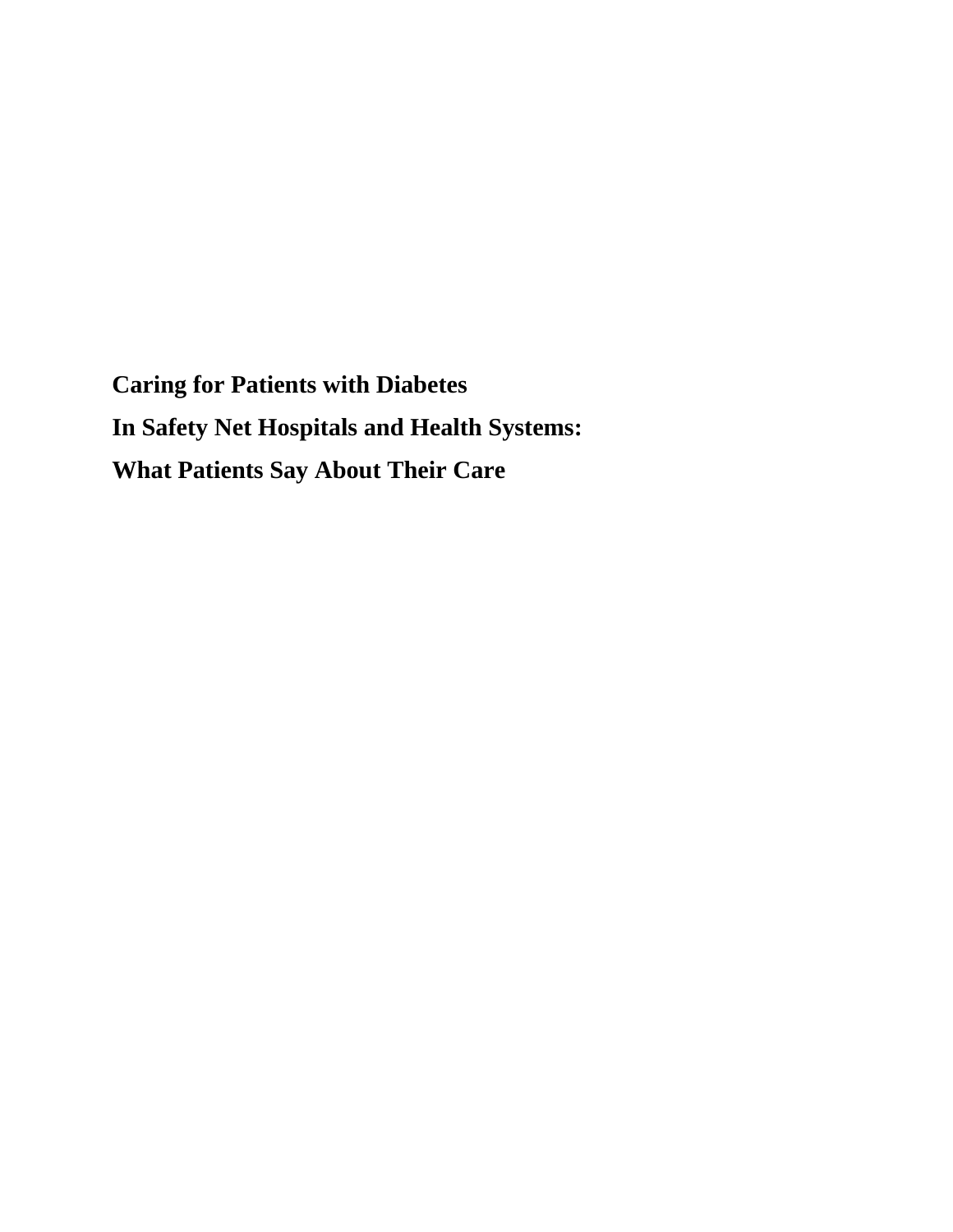**Caring for Patients with Diabetes**

**In Safety Net Hospitals and Health Systems:**

**What Patients Say About Their Care**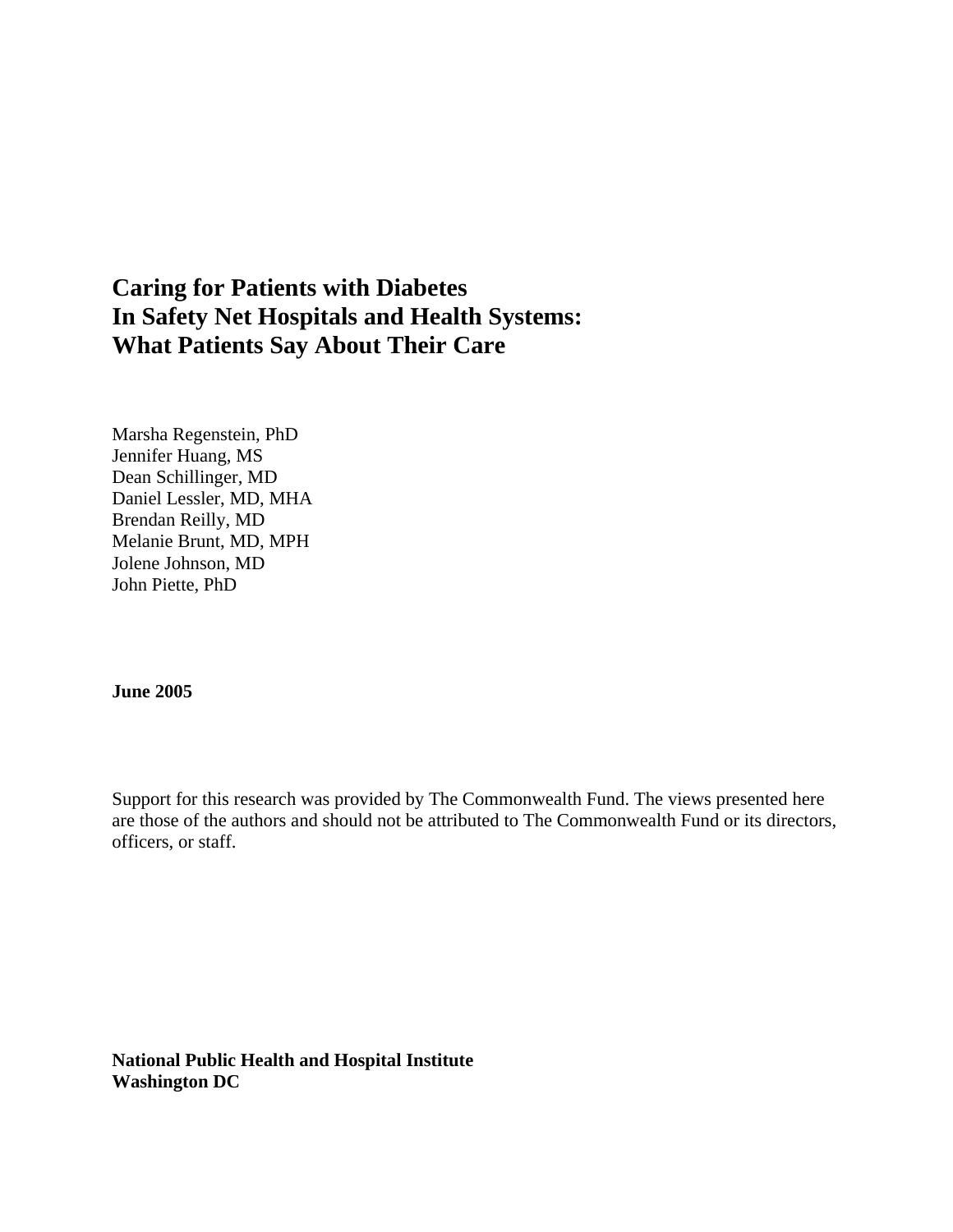# Caring for Patients with Diabetes In Safety Net Hospitals and Health Systems: What Patients Say About Their Care

Marsha Regenstein, PhD
Jennifer Huang, MS
Dean Schillinger, MD
Daniel Lessler, MD, MHA
Brendan Reilly, MD
Melanie Brunt, MD, MPH
Jolene Johnson, MD
John Piette, PhD

**June 2005**

Support for this research was provided by The Commonwealth Fund. The views presented here are those of the authors and should not be attributed to The Commonwealth Fund or its directors, officers, or staff.

**National Public Health and Hospital Institute**
**Washington DC**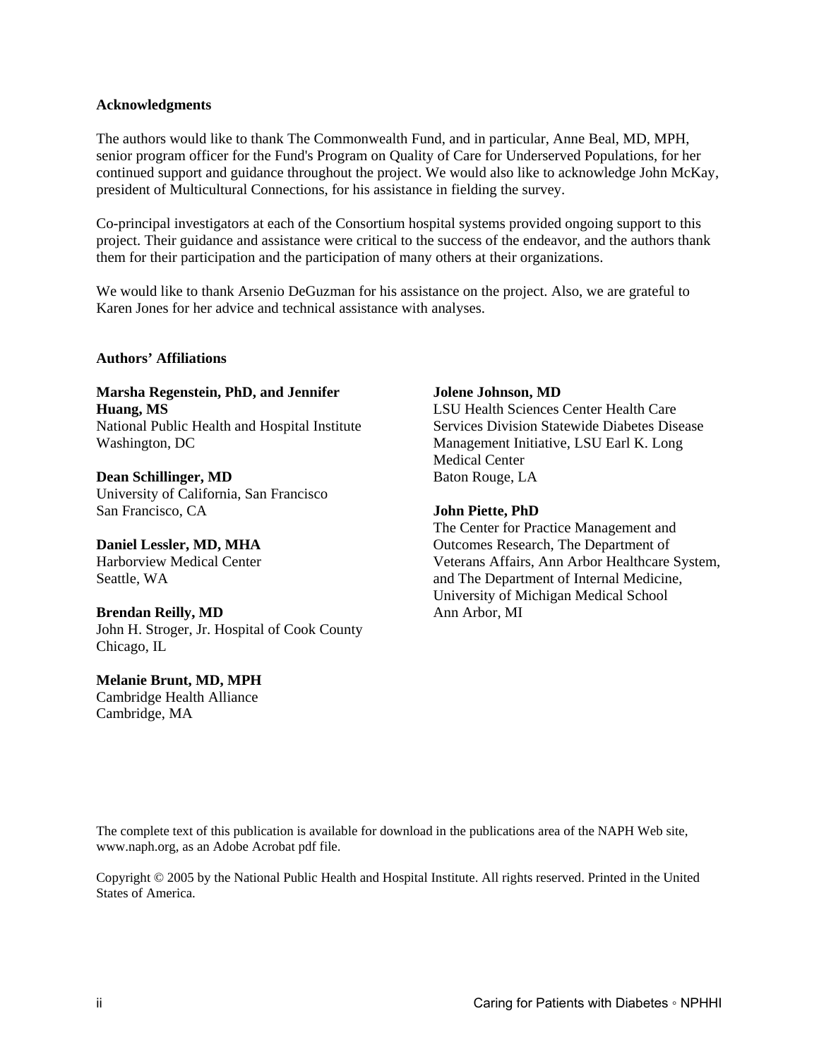**Acknowledgments**

The authors would like to thank The Commonwealth Fund, and in particular, Anne Beal, MD, MPH, senior program officer for the Fund's Program on Quality of Care for Underserved Populations, for her continued support and guidance throughout the project. We would also like to acknowledge John McKay, president of Multicultural Connections, for his assistance in fielding the survey.

Co-principal investigators at each of the Consortium hospital systems provided ongoing support to this project. Their guidance and assistance were critical to the success of the endeavor, and the authors thank them for their participation and the participation of many others at their organizations.

We would like to thank Arsenio DeGuzman for his assistance on the project. Also, we are grateful to Karen Jones for her advice and technical assistance with analyses.

**Authors' Affiliations**

**Marsha Regenstein, PhD, and Jennifer Huang, MS**
National Public Health and Hospital Institute
Washington, DC

**Dean Schillinger, MD**
University of California, San Francisco
San Francisco, CA

**Daniel Lessler, MD, MHA**
Harborview Medical Center
Seattle, WA

**Brendan Reilly, MD**
John H. Stroger, Jr. Hospital of Cook County
Chicago, IL

**Melanie Brunt, MD, MPH**
Cambridge Health Alliance
Cambridge, MA

**Jolene Johnson, MD**
LSU Health Sciences Center Health Care Services Division Statewide Diabetes Disease Management Initiative, LSU Earl K. Long Medical Center
Baton Rouge, LA

**John Piette, PhD**
The Center for Practice Management and Outcomes Research, The Department of Veterans Affairs, Ann Arbor Healthcare System, and The Department of Internal Medicine, University of Michigan Medical School
Ann Arbor, MI

The complete text of this publication is available for download in the publications area of the NAPH Web site, www.naph.org, as an Adobe Acrobat pdf file.

Copyright © 2005 by the National Public Health and Hospital Institute. All rights reserved. Printed in the United States of America.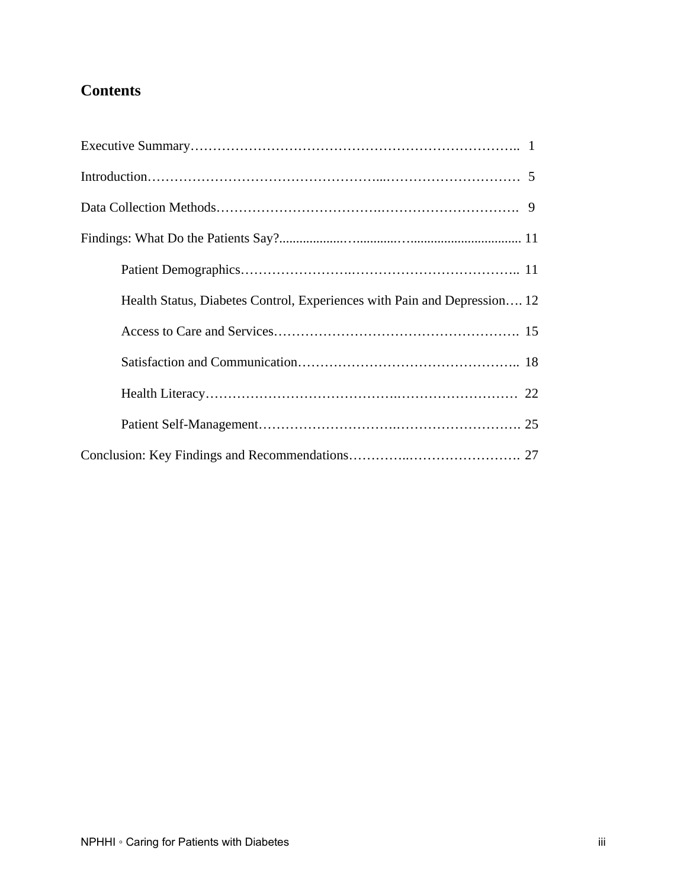## Contents

Executive Summary……………………………………………………………….. 1

Introduction…………………………………………...………………………… 5

Data Collection Methods…………………………….…………………………. 9

Findings: What Do the Patients Say?.................…...........….................................. 11

- Patient Demographics……………………..……………………………….. 11
- Health Status, Diabetes Control, Experiences with Pain and Depression…. 12
- Access to Care and Services………………………………………………. 15
- Satisfaction and Communication……………………………………….….. 18
- Health Literacy………………………………….……………………… 22
- Patient Self-Management……………………….………………………. 25

Conclusion: Key Findings and Recommendations…………..……………………. 27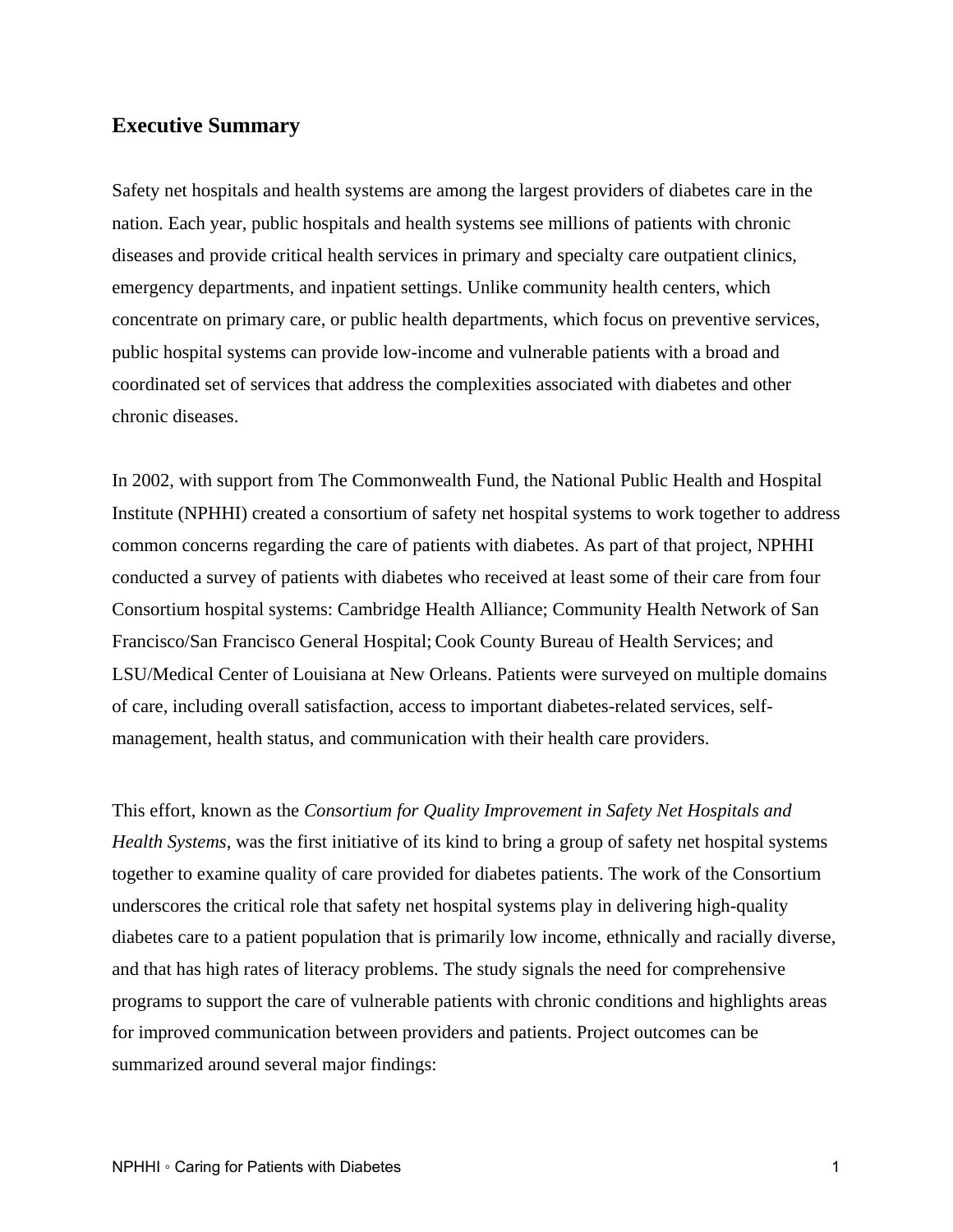## Executive Summary

Safety net hospitals and health systems are among the largest providers of diabetes care in the nation. Each year, public hospitals and health systems see millions of patients with chronic diseases and provide critical health services in primary and specialty care outpatient clinics, emergency departments, and inpatient settings. Unlike community health centers, which concentrate on primary care, or public health departments, which focus on preventive services, public hospital systems can provide low-income and vulnerable patients with a broad and coordinated set of services that address the complexities associated with diabetes and other chronic diseases.

In 2002, with support from The Commonwealth Fund, the National Public Health and Hospital Institute (NPHHI) created a consortium of safety net hospital systems to work together to address common concerns regarding the care of patients with diabetes. As part of that project, NPHHI conducted a survey of patients with diabetes who received at least some of their care from four Consortium hospital systems: Cambridge Health Alliance; Community Health Network of San Francisco/San Francisco General Hospital; Cook County Bureau of Health Services; and LSU/Medical Center of Louisiana at New Orleans. Patients were surveyed on multiple domains of care, including overall satisfaction, access to important diabetes-related services, self-management, health status, and communication with their health care providers.

This effort, known as the *Consortium for Quality Improvement in Safety Net Hospitals and Health Systems*, was the first initiative of its kind to bring a group of safety net hospital systems together to examine quality of care provided for diabetes patients. The work of the Consortium underscores the critical role that safety net hospital systems play in delivering high-quality diabetes care to a patient population that is primarily low income, ethnically and racially diverse, and that has high rates of literacy problems. The study signals the need for comprehensive programs to support the care of vulnerable patients with chronic conditions and highlights areas for improved communication between providers and patients. Project outcomes can be summarized around several major findings: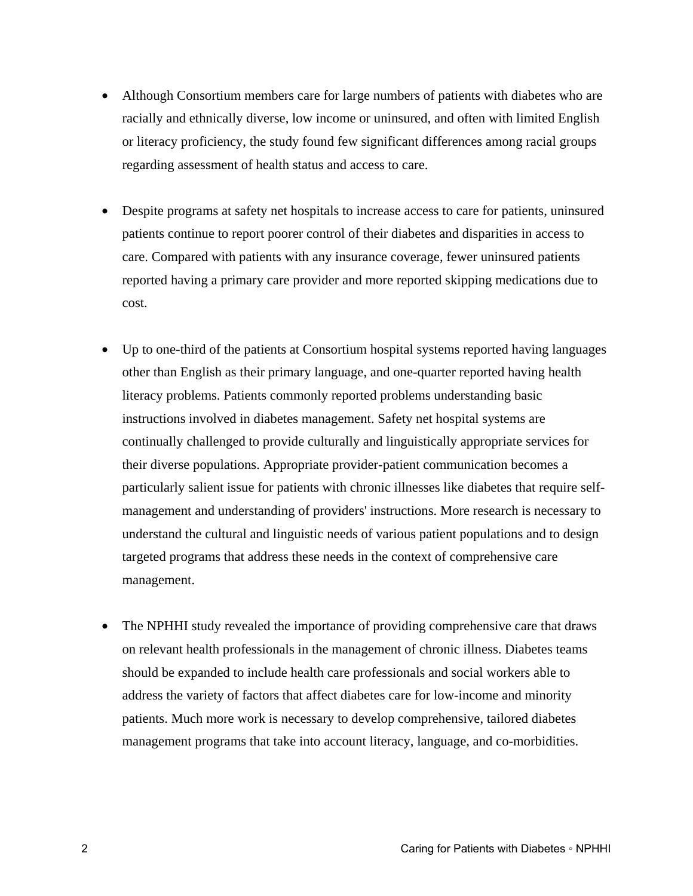- Although Consortium members care for large numbers of patients with diabetes who are racially and ethnically diverse, low income or uninsured, and often with limited English or literacy proficiency, the study found few significant differences among racial groups regarding assessment of health status and access to care.

- Despite programs at safety net hospitals to increase access to care for patients, uninsured patients continue to report poorer control of their diabetes and disparities in access to care. Compared with patients with any insurance coverage, fewer uninsured patients reported having a primary care provider and more reported skipping medications due to cost.

- Up to one-third of the patients at Consortium hospital systems reported having languages other than English as their primary language, and one-quarter reported having health literacy problems. Patients commonly reported problems understanding basic instructions involved in diabetes management. Safety net hospital systems are continually challenged to provide culturally and linguistically appropriate services for their diverse populations. Appropriate provider-patient communication becomes a particularly salient issue for patients with chronic illnesses like diabetes that require self-management and understanding of providers' instructions. More research is necessary to understand the cultural and linguistic needs of various patient populations and to design targeted programs that address these needs in the context of comprehensive care management.

- The NPHHI study revealed the importance of providing comprehensive care that draws on relevant health professionals in the management of chronic illness. Diabetes teams should be expanded to include health care professionals and social workers able to address the variety of factors that affect diabetes care for low-income and minority patients. Much more work is necessary to develop comprehensive, tailored diabetes management programs that take into account literacy, language, and co-morbidities.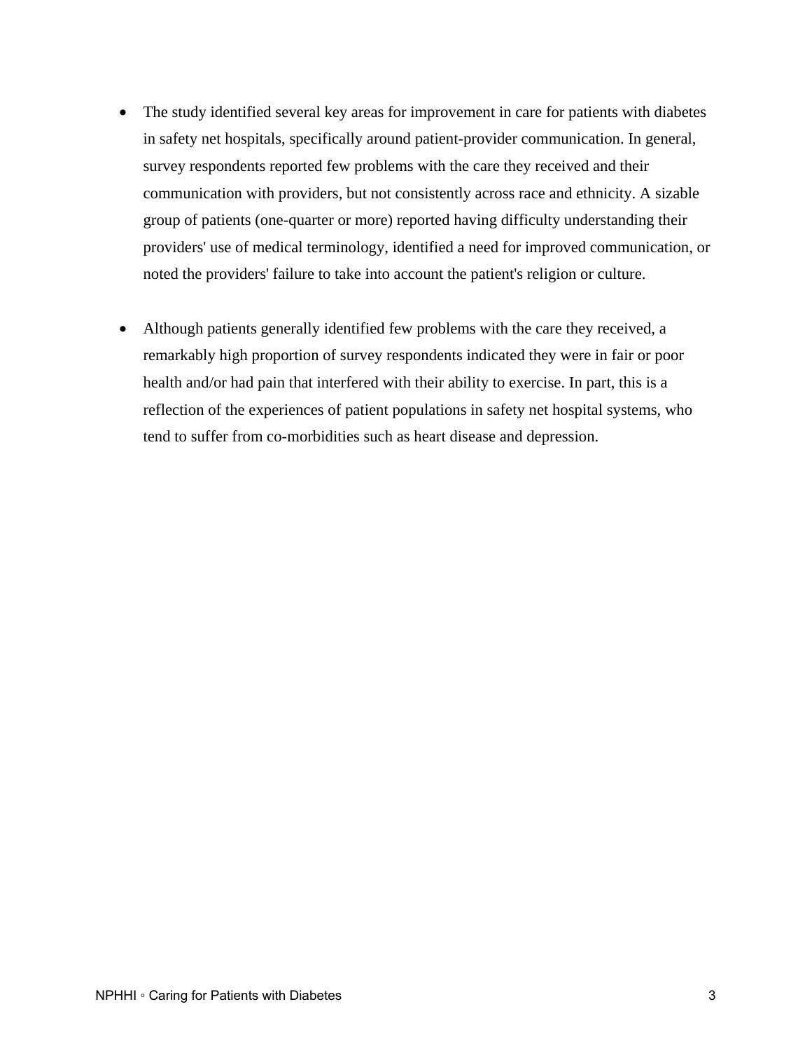- The study identified several key areas for improvement in care for patients with diabetes in safety net hospitals, specifically around patient-provider communication. In general, survey respondents reported few problems with the care they received and their communication with providers, but not consistently across race and ethnicity. A sizable group of patients (one-quarter or more) reported having difficulty understanding their providers' use of medical terminology, identified a need for improved communication, or noted the providers' failure to take into account the patient's religion or culture.

- Although patients generally identified few problems with the care they received, a remarkably high proportion of survey respondents indicated they were in fair or poor health and/or had pain that interfered with their ability to exercise. In part, this is a reflection of the experiences of patient populations in safety net hospital systems, who tend to suffer from co-morbidities such as heart disease and depression.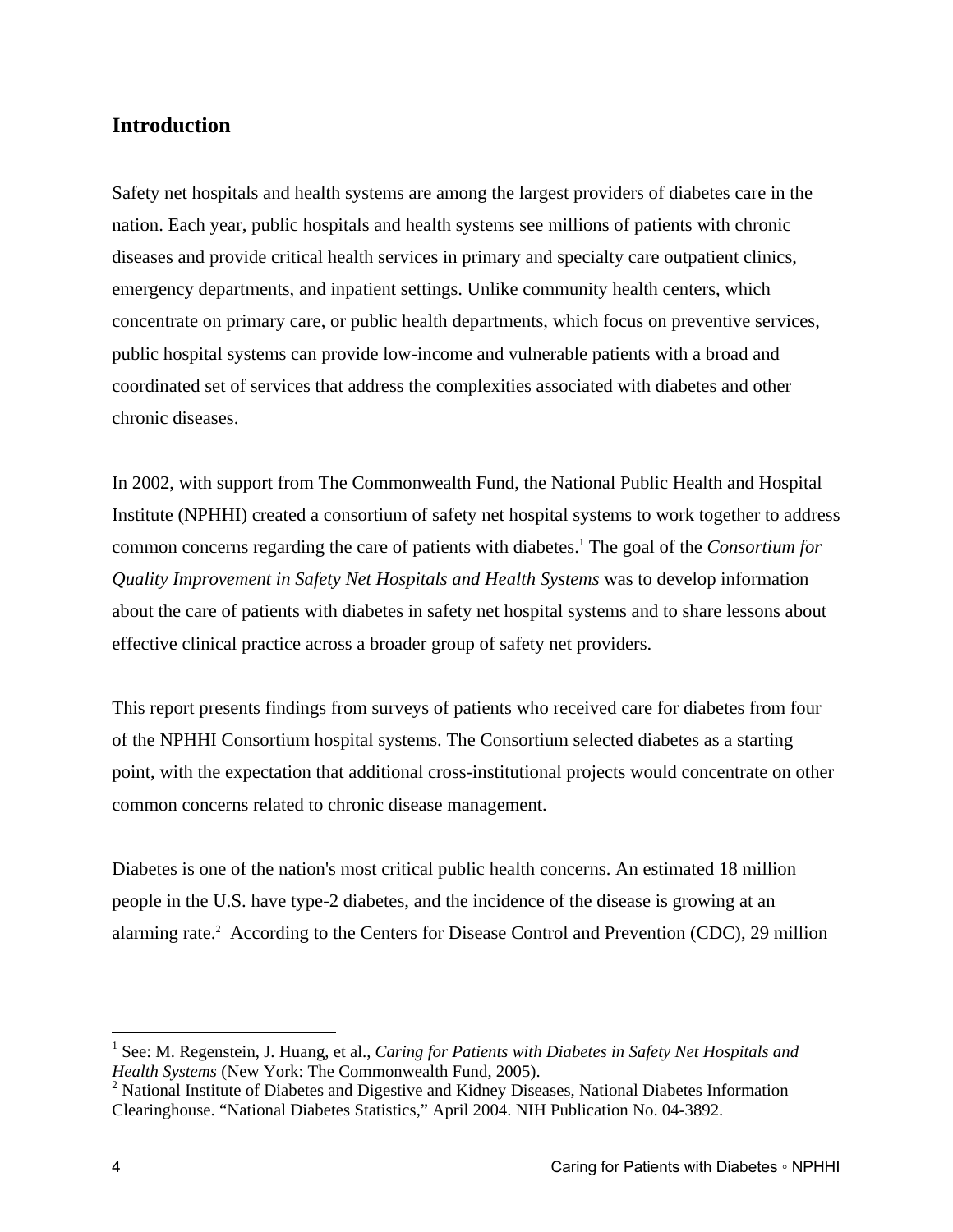## Introduction

Safety net hospitals and health systems are among the largest providers of diabetes care in the nation. Each year, public hospitals and health systems see millions of patients with chronic diseases and provide critical health services in primary and specialty care outpatient clinics, emergency departments, and inpatient settings. Unlike community health centers, which concentrate on primary care, or public health departments, which focus on preventive services, public hospital systems can provide low-income and vulnerable patients with a broad and coordinated set of services that address the complexities associated with diabetes and other chronic diseases.

In 2002, with support from The Commonwealth Fund, the National Public Health and Hospital Institute (NPHHI) created a consortium of safety net hospital systems to work together to address common concerns regarding the care of patients with diabetes.[1] The goal of the *Consortium for Quality Improvement in Safety Net Hospitals and Health Systems* was to develop information about the care of patients with diabetes in safety net hospital systems and to share lessons about effective clinical practice across a broader group of safety net providers.

This report presents findings from surveys of patients who received care for diabetes from four of the NPHHI Consortium hospital systems. The Consortium selected diabetes as a starting point, with the expectation that additional cross-institutional projects would concentrate on other common concerns related to chronic disease management.

Diabetes is one of the nation's most critical public health concerns. An estimated 18 million people in the U.S. have type-2 diabetes, and the incidence of the disease is growing at an alarming rate.[2] According to the Centers for Disease Control and Prevention (CDC), 29 million

---

[1] See: M. Regenstein, J. Huang, et al., *Caring for Patients with Diabetes in Safety Net Hospitals and Health Systems* (New York: The Commonwealth Fund, 2005).

[2] National Institute of Diabetes and Digestive and Kidney Diseases, National Diabetes Information Clearinghouse. "National Diabetes Statistics," April 2004. NIH Publication No. 04-3892.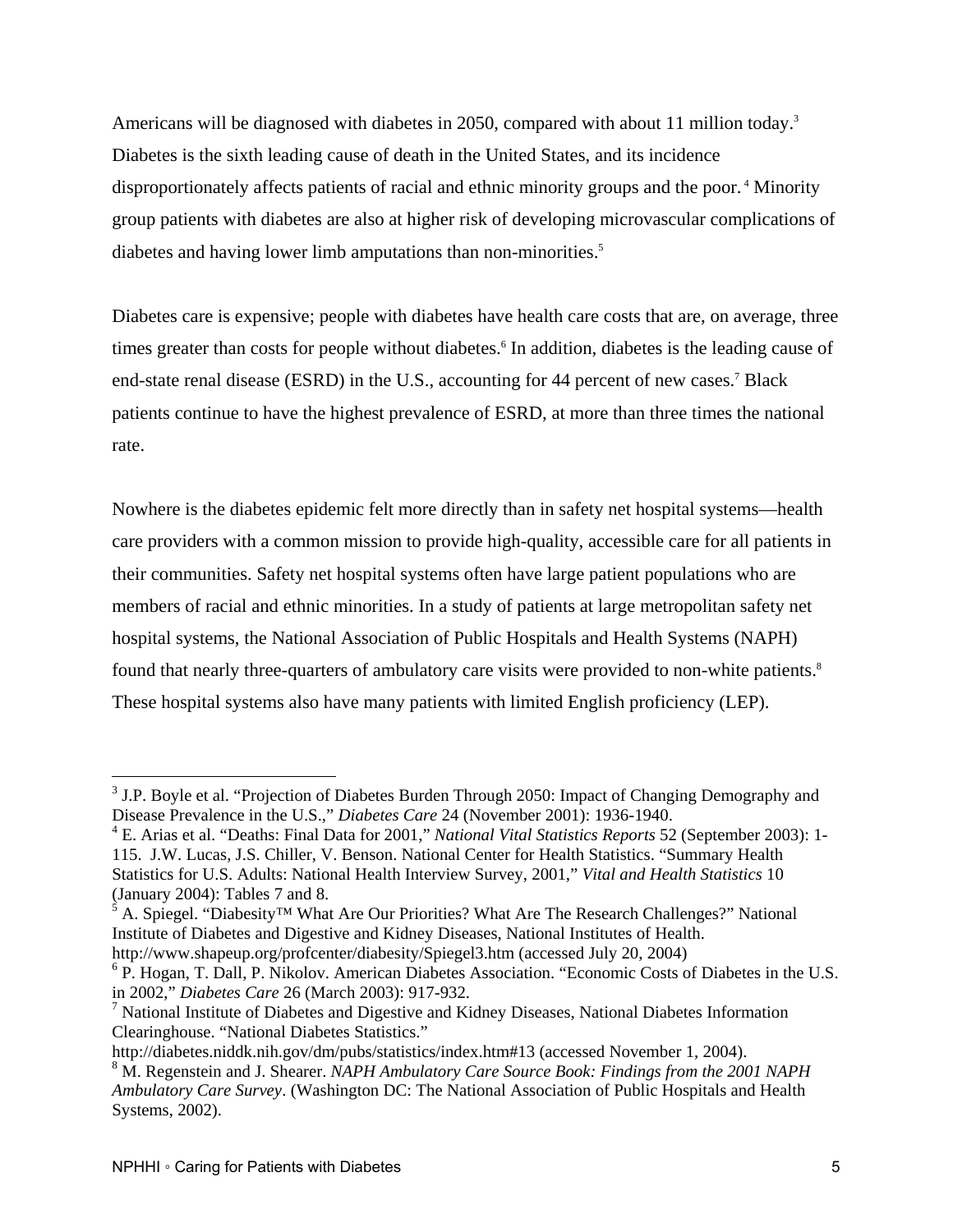Americans will be diagnosed with diabetes in 2050, compared with about 11 million today.[3] Diabetes is the sixth leading cause of death in the United States, and its incidence disproportionately affects patients of racial and ethnic minority groups and the poor.[4] Minority group patients with diabetes are also at higher risk of developing microvascular complications of diabetes and having lower limb amputations than non-minorities.[5]

Diabetes care is expensive; people with diabetes have health care costs that are, on average, three times greater than costs for people without diabetes.[6] In addition, diabetes is the leading cause of end-state renal disease (ESRD) in the U.S., accounting for 44 percent of new cases.[7] Black patients continue to have the highest prevalence of ESRD, at more than three times the national rate.

Nowhere is the diabetes epidemic felt more directly than in safety net hospital systems—health care providers with a common mission to provide high-quality, accessible care for all patients in their communities. Safety net hospital systems often have large patient populations who are members of racial and ethnic minorities. In a study of patients at large metropolitan safety net hospital systems, the National Association of Public Hospitals and Health Systems (NAPH) found that nearly three-quarters of ambulatory care visits were provided to non-white patients.[8] These hospital systems also have many patients with limited English proficiency (LEP).

---

[3] J.P. Boyle et al. "Projection of Diabetes Burden Through 2050: Impact of Changing Demography and Disease Prevalence in the U.S.," *Diabetes Care* 24 (November 2001): 1936-1940.

[4] E. Arias et al. "Deaths: Final Data for 2001," *National Vital Statistics Reports* 52 (September 2003): 1-115. J.W. Lucas, J.S. Chiller, V. Benson. National Center for Health Statistics. "Summary Health Statistics for U.S. Adults: National Health Interview Survey, 2001," *Vital and Health Statistics* 10 (January 2004): Tables 7 and 8.

[5] A. Spiegel. "Diabesity™ What Are Our Priorities? What Are The Research Challenges?" National Institute of Diabetes and Digestive and Kidney Diseases, National Institutes of Health. http://www.shapeup.org/profcenter/diabesity/Spiegel3.htm (accessed July 20, 2004)

[6] P. Hogan, T. Dall, P. Nikolov. American Diabetes Association. "Economic Costs of Diabetes in the U.S. in 2002," *Diabetes Care* 26 (March 2003): 917-932.

[7] National Institute of Diabetes and Digestive and Kidney Diseases, National Diabetes Information Clearinghouse. "National Diabetes Statistics." http://diabetes.niddk.nih.gov/dm/pubs/statistics/index.htm#13 (accessed November 1, 2004).

[8] M. Regenstein and J. Shearer. *NAPH Ambulatory Care Source Book: Findings from the 2001 NAPH Ambulatory Care Survey*. (Washington DC: The National Association of Public Hospitals and Health Systems, 2002).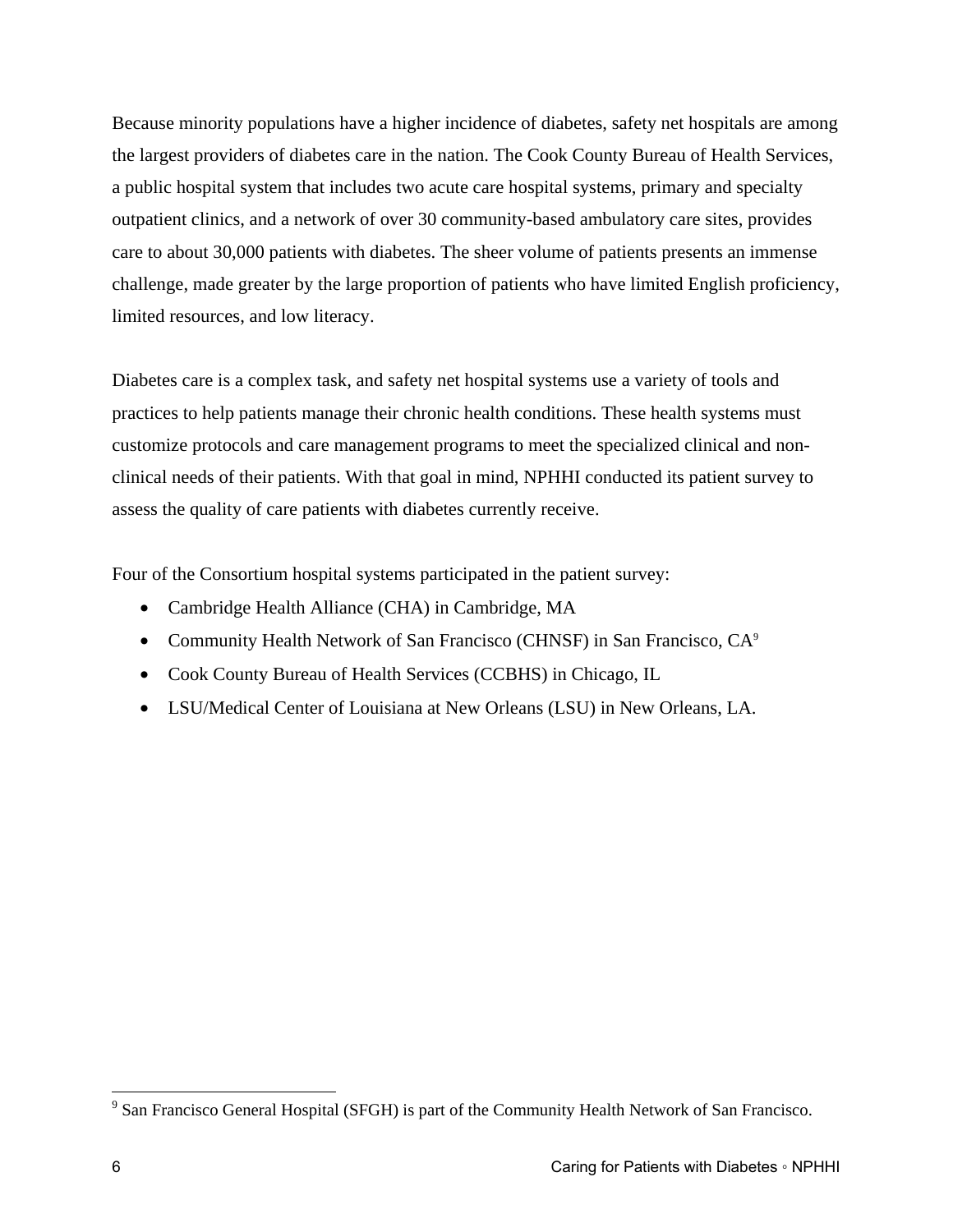Because minority populations have a higher incidence of diabetes, safety net hospitals are among the largest providers of diabetes care in the nation. The Cook County Bureau of Health Services, a public hospital system that includes two acute care hospital systems, primary and specialty outpatient clinics, and a network of over 30 community-based ambulatory care sites, provides care to about 30,000 patients with diabetes. The sheer volume of patients presents an immense challenge, made greater by the large proportion of patients who have limited English proficiency, limited resources, and low literacy.

Diabetes care is a complex task, and safety net hospital systems use a variety of tools and practices to help patients manage their chronic health conditions. These health systems must customize protocols and care management programs to meet the specialized clinical and non-clinical needs of their patients. With that goal in mind, NPHHI conducted its patient survey to assess the quality of care patients with diabetes currently receive.

Four of the Consortium hospital systems participated in the patient survey:

- Cambridge Health Alliance (CHA) in Cambridge, MA
- Community Health Network of San Francisco (CHNSF) in San Francisco, CA[9]
- Cook County Bureau of Health Services (CCBHS) in Chicago, IL
- LSU/Medical Center of Louisiana at New Orleans (LSU) in New Orleans, LA.

[9] San Francisco General Hospital (SFGH) is part of the Community Health Network of San Francisco.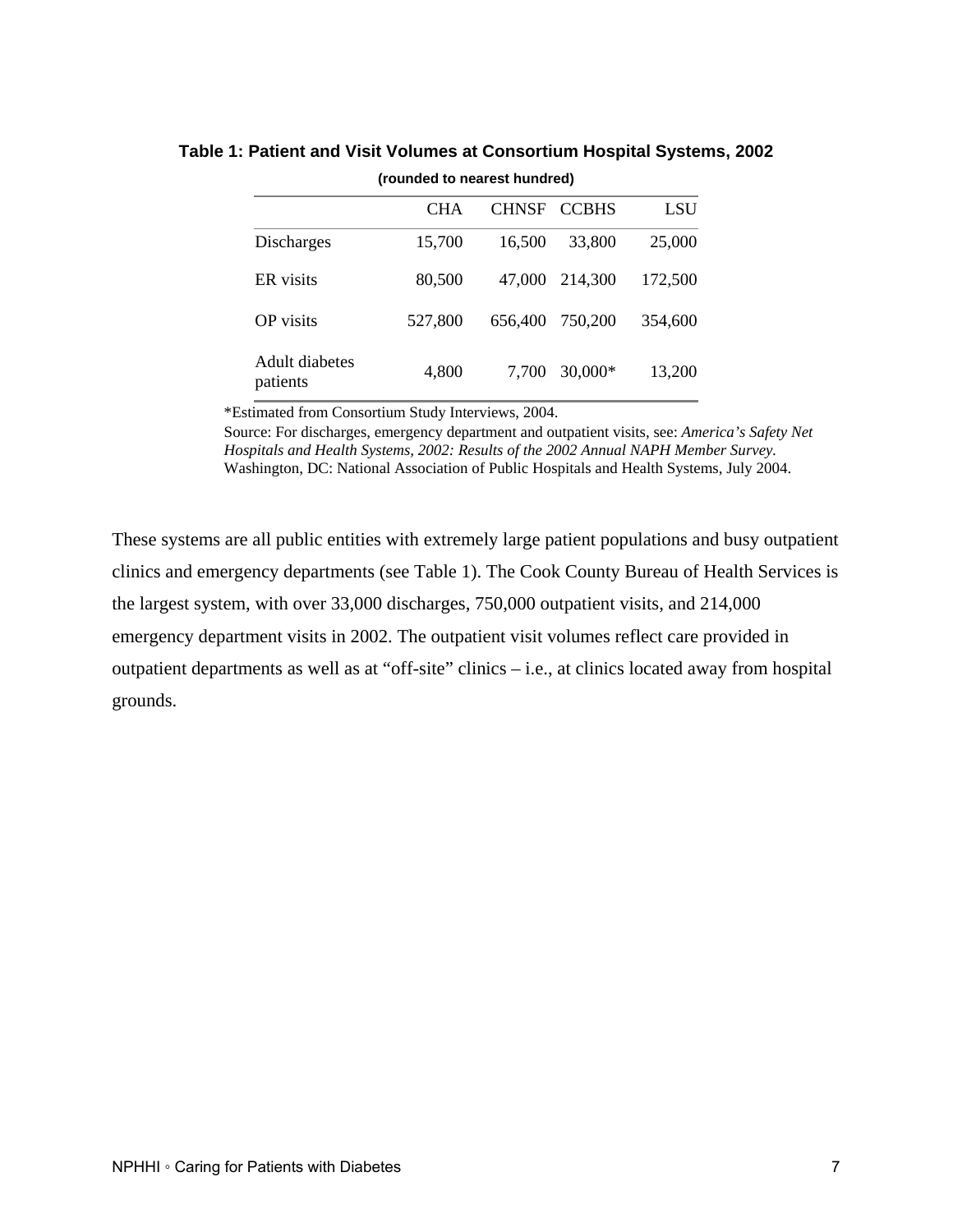**Table 1: Patient and Visit Volumes at Consortium Hospital Systems, 2002**

**(rounded to nearest hundred)**

| | CHA | CHNSF | CCBHS | LSU |
|---|---|---|---|---|
| Discharges | 15,700 | 16,500 | 33,800 | 25,000 |
| ER visits | 80,500 | 47,000 | 214,300 | 172,500 |
| OP visits | 527,800 | 656,400 | 750,200 | 354,600 |
| Adult diabetes patients | 4,800 | 7,700 | 30,000* | 13,200 |

*Estimated from Consortium Study Interviews, 2004.

Source: For discharges, emergency department and outpatient visits, see: *America's Safety Net Hospitals and Health Systems, 2002: Results of the 2002 Annual NAPH Member Survey.* Washington, DC: National Association of Public Hospitals and Health Systems, July 2004.

These systems are all public entities with extremely large patient populations and busy outpatient clinics and emergency departments (see Table 1). The Cook County Bureau of Health Services is the largest system, with over 33,000 discharges, 750,000 outpatient visits, and 214,000 emergency department visits in 2002. The outpatient visit volumes reflect care provided in outpatient departments as well as at "off-site" clinics – i.e., at clinics located away from hospital grounds.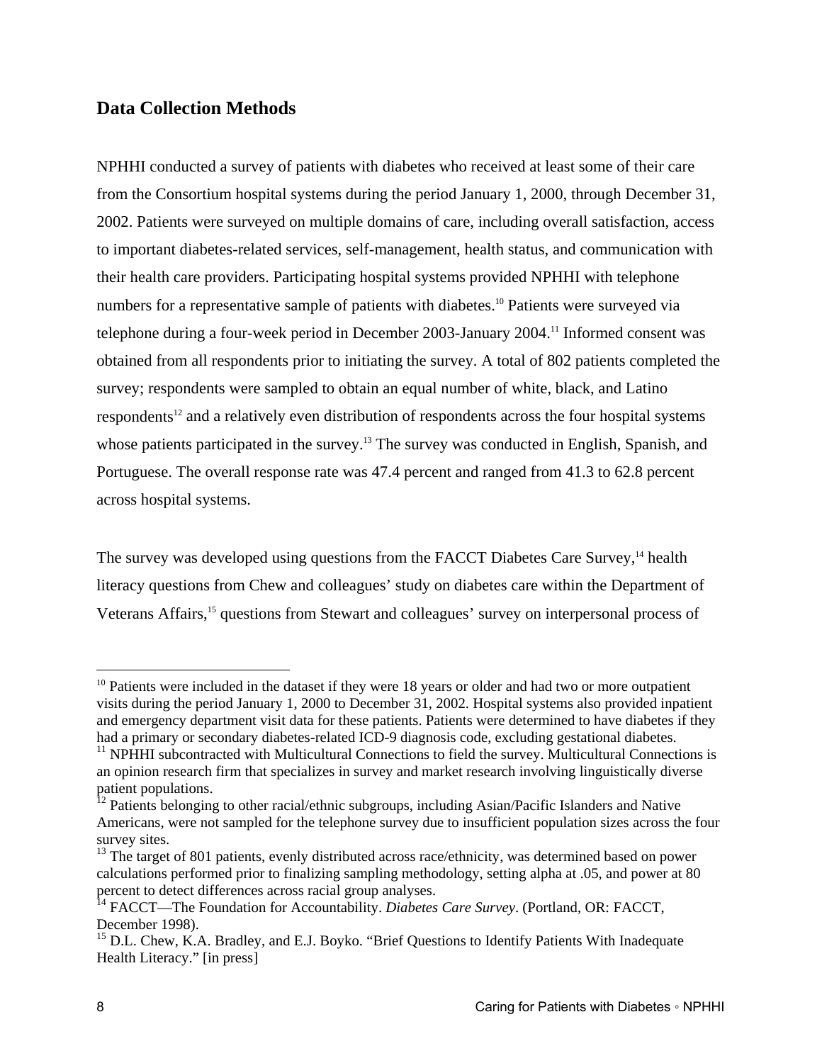## Data Collection Methods

NPHHI conducted a survey of patients with diabetes who received at least some of their care from the Consortium hospital systems during the period January 1, 2000, through December 31, 2002. Patients were surveyed on multiple domains of care, including overall satisfaction, access to important diabetes-related services, self-management, health status, and communication with their health care providers. Participating hospital systems provided NPHHI with telephone numbers for a representative sample of patients with diabetes.[10] Patients were surveyed via telephone during a four-week period in December 2003-January 2004.[11] Informed consent was obtained from all respondents prior to initiating the survey. A total of 802 patients completed the survey; respondents were sampled to obtain an equal number of white, black, and Latino respondents[12] and a relatively even distribution of respondents across the four hospital systems whose patients participated in the survey.[13] The survey was conducted in English, Spanish, and Portuguese. The overall response rate was 47.4 percent and ranged from 41.3 to 62.8 percent across hospital systems.

The survey was developed using questions from the FACCT Diabetes Care Survey,[14] health literacy questions from Chew and colleagues' study on diabetes care within the Department of Veterans Affairs,[15] questions from Stewart and colleagues' survey on interpersonal process of

---

[10] Patients were included in the dataset if they were 18 years or older and had two or more outpatient visits during the period January 1, 2000 to December 31, 2002. Hospital systems also provided inpatient and emergency department visit data for these patients. Patients were determined to have diabetes if they had a primary or secondary diabetes-related ICD-9 diagnosis code, excluding gestational diabetes.

[11] NPHHI subcontracted with Multicultural Connections to field the survey. Multicultural Connections is an opinion research firm that specializes in survey and market research involving linguistically diverse patient populations.

[12] Patients belonging to other racial/ethnic subgroups, including Asian/Pacific Islanders and Native Americans, were not sampled for the telephone survey due to insufficient population sizes across the four survey sites.

[13] The target of 801 patients, evenly distributed across race/ethnicity, was determined based on power calculations performed prior to finalizing sampling methodology, setting alpha at .05, and power at 80 percent to detect differences across racial group analyses.

[14] FACCT—The Foundation for Accountability. *Diabetes Care Survey*. (Portland, OR: FACCT, December 1998).

[15] D.L. Chew, K.A. Bradley, and E.J. Boyko. "Brief Questions to Identify Patients With Inadequate Health Literacy." [in press]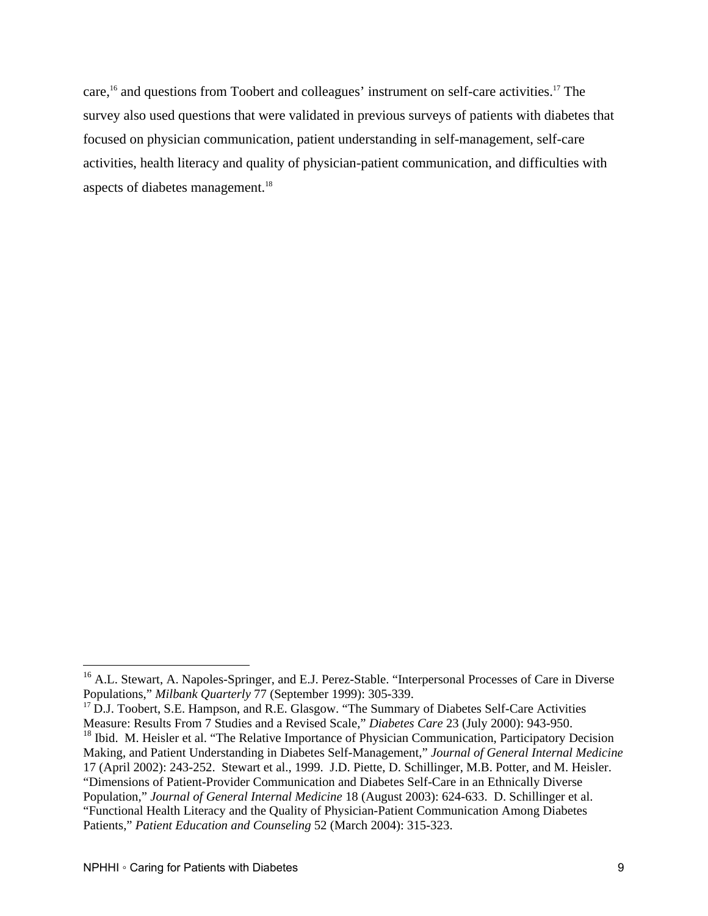care,[16] and questions from Toobert and colleagues' instrument on self-care activities.[17] The survey also used questions that were validated in previous surveys of patients with diabetes that focused on physician communication, patient understanding in self-management, self-care activities, health literacy and quality of physician-patient communication, and difficulties with aspects of diabetes management.[18]

---

[16] A.L. Stewart, A. Napoles-Springer, and E.J. Perez-Stable. "Interpersonal Processes of Care in Diverse Populations," *Milbank Quarterly* 77 (September 1999): 305-339.

[17] D.J. Toobert, S.E. Hampson, and R.E. Glasgow. "The Summary of Diabetes Self-Care Activities Measure: Results From 7 Studies and a Revised Scale," *Diabetes Care* 23 (July 2000): 943-950.

[18] Ibid. M. Heisler et al. "The Relative Importance of Physician Communication, Participatory Decision Making, and Patient Understanding in Diabetes Self-Management," *Journal of General Internal Medicine* 17 (April 2002): 243-252. Stewart et al., 1999. J.D. Piette, D. Schillinger, M.B. Potter, and M. Heisler. "Dimensions of Patient-Provider Communication and Diabetes Self-Care in an Ethnically Diverse Population," *Journal of General Internal Medicine* 18 (August 2003): 624-633. D. Schillinger et al. "Functional Health Literacy and the Quality of Physician-Patient Communication Among Diabetes Patients," *Patient Education and Counseling* 52 (March 2004): 315-323.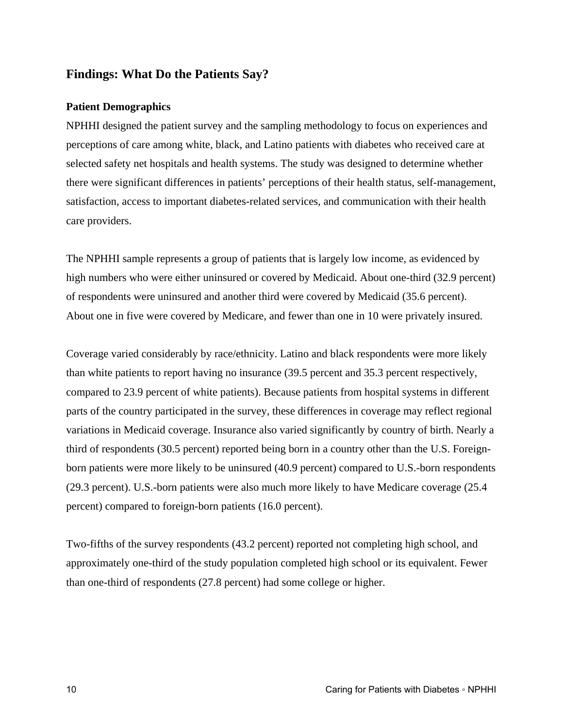## Findings: What Do the Patients Say?

### Patient Demographics

NPHHI designed the patient survey and the sampling methodology to focus on experiences and perceptions of care among white, black, and Latino patients with diabetes who received care at selected safety net hospitals and health systems. The study was designed to determine whether there were significant differences in patients' perceptions of their health status, self-management, satisfaction, access to important diabetes-related services, and communication with their health care providers.

The NPHHI sample represents a group of patients that is largely low income, as evidenced by high numbers who were either uninsured or covered by Medicaid. About one-third (32.9 percent) of respondents were uninsured and another third were covered by Medicaid (35.6 percent). About one in five were covered by Medicare, and fewer than one in 10 were privately insured.

Coverage varied considerably by race/ethnicity. Latino and black respondents were more likely than white patients to report having no insurance (39.5 percent and 35.3 percent respectively, compared to 23.9 percent of white patients). Because patients from hospital systems in different parts of the country participated in the survey, these differences in coverage may reflect regional variations in Medicaid coverage. Insurance also varied significantly by country of birth. Nearly a third of respondents (30.5 percent) reported being born in a country other than the U.S. Foreign-born patients were more likely to be uninsured (40.9 percent) compared to U.S.-born respondents (29.3 percent). U.S.-born patients were also much more likely to have Medicare coverage (25.4 percent) compared to foreign-born patients (16.0 percent).

Two-fifths of the survey respondents (43.2 percent) reported not completing high school, and approximately one-third of the study population completed high school or its equivalent. Fewer than one-third of respondents (27.8 percent) had some college or higher.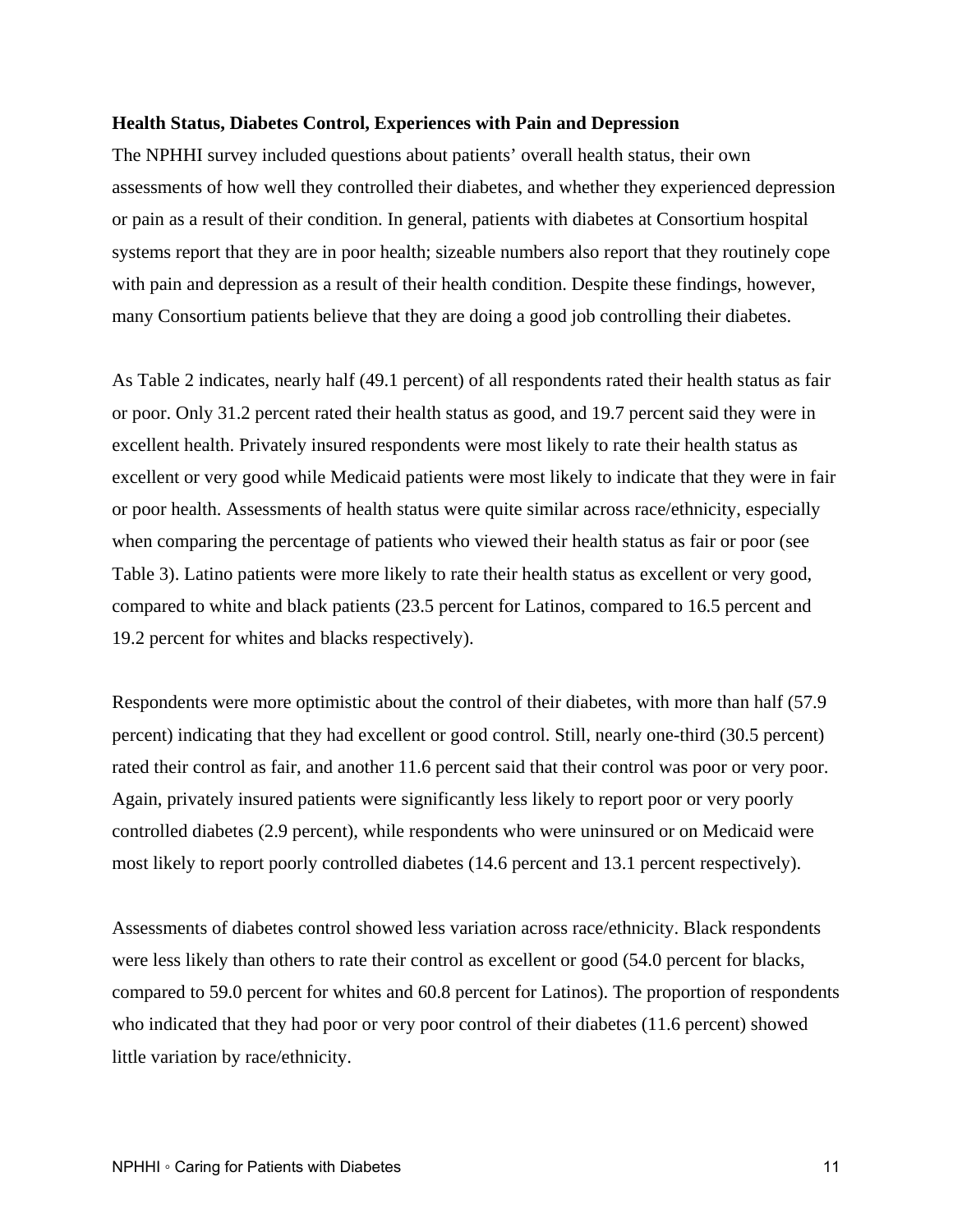**Health Status, Diabetes Control, Experiences with Pain and Depression**

The NPHHI survey included questions about patients' overall health status, their own assessments of how well they controlled their diabetes, and whether they experienced depression or pain as a result of their condition. In general, patients with diabetes at Consortium hospital systems report that they are in poor health; sizeable numbers also report that they routinely cope with pain and depression as a result of their health condition. Despite these findings, however, many Consortium patients believe that they are doing a good job controlling their diabetes.

As Table 2 indicates, nearly half (49.1 percent) of all respondents rated their health status as fair or poor. Only 31.2 percent rated their health status as good, and 19.7 percent said they were in excellent health. Privately insured respondents were most likely to rate their health status as excellent or very good while Medicaid patients were most likely to indicate that they were in fair or poor health. Assessments of health status were quite similar across race/ethnicity, especially when comparing the percentage of patients who viewed their health status as fair or poor (see Table 3). Latino patients were more likely to rate their health status as excellent or very good, compared to white and black patients (23.5 percent for Latinos, compared to 16.5 percent and 19.2 percent for whites and blacks respectively).

Respondents were more optimistic about the control of their diabetes, with more than half (57.9 percent) indicating that they had excellent or good control. Still, nearly one-third (30.5 percent) rated their control as fair, and another 11.6 percent said that their control was poor or very poor. Again, privately insured patients were significantly less likely to report poor or very poorly controlled diabetes (2.9 percent), while respondents who were uninsured or on Medicaid were most likely to report poorly controlled diabetes (14.6 percent and 13.1 percent respectively).

Assessments of diabetes control showed less variation across race/ethnicity. Black respondents were less likely than others to rate their control as excellent or good (54.0 percent for blacks, compared to 59.0 percent for whites and 60.8 percent for Latinos). The proportion of respondents who indicated that they had poor or very poor control of their diabetes (11.6 percent) showed little variation by race/ethnicity.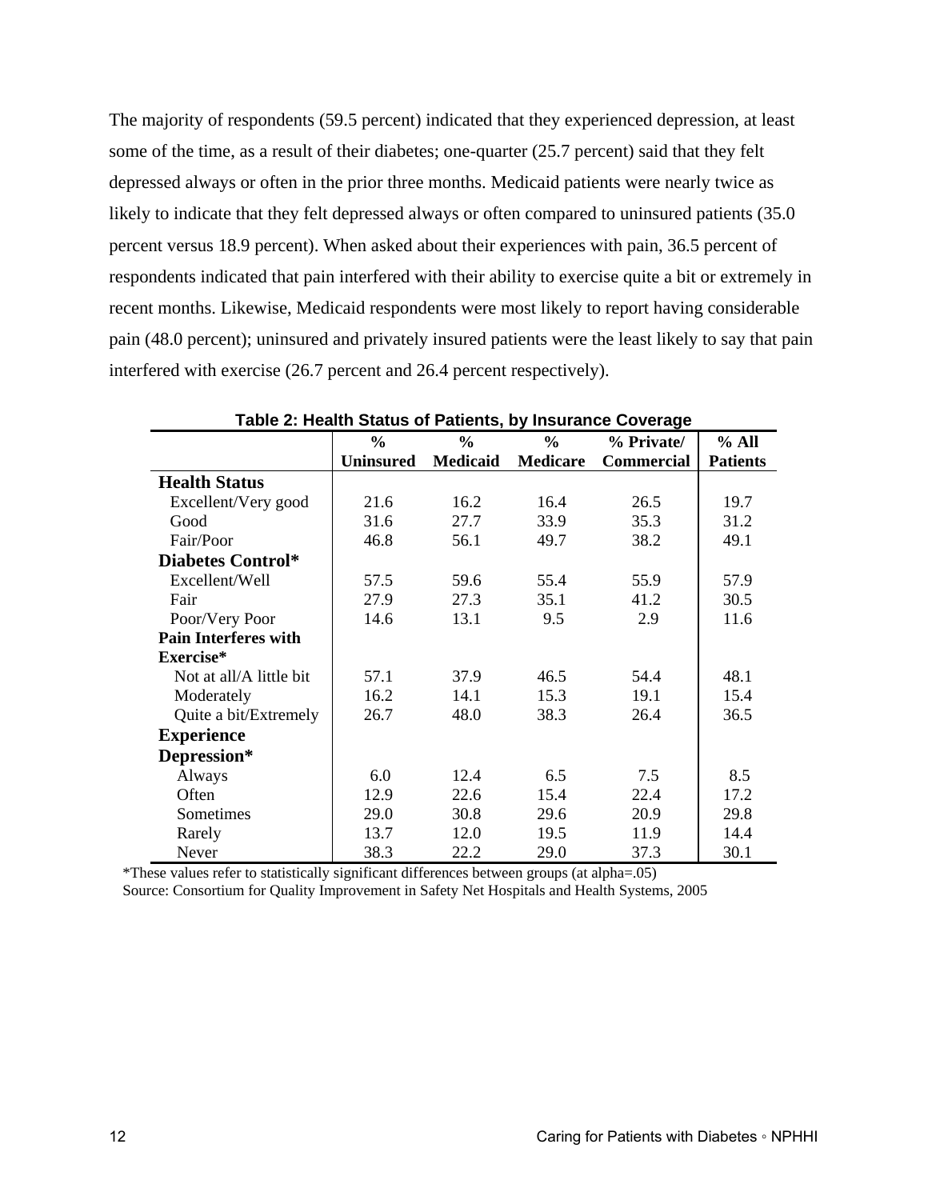The majority of respondents (59.5 percent) indicated that they experienced depression, at least some of the time, as a result of their diabetes; one-quarter (25.7 percent) said that they felt depressed always or often in the prior three months. Medicaid patients were nearly twice as likely to indicate that they felt depressed always or often compared to uninsured patients (35.0 percent versus 18.9 percent). When asked about their experiences with pain, 36.5 percent of respondents indicated that pain interfered with their ability to exercise quite a bit or extremely in recent months. Likewise, Medicaid respondents were most likely to report having considerable pain (48.0 percent); uninsured and privately insured patients were the least likely to say that pain interfered with exercise (26.7 percent and 26.4 percent respectively).

**Table 2: Health Status of Patients, by Insurance Coverage**

| | % Uninsured | % Medicaid | % Medicare | % Private/ Commercial | % All Patients |
|---|---|---|---|---|---|
| **Health Status** | | | | | |
| Excellent/Very good | 21.6 | 16.2 | 16.4 | 26.5 | 19.7 |
| Good | 31.6 | 27.7 | 33.9 | 35.3 | 31.2 |
| Fair/Poor | 46.8 | 56.1 | 49.7 | 38.2 | 49.1 |
| **Diabetes Control*** | | | | | |
| Excellent/Well | 57.5 | 59.6 | 55.4 | 55.9 | 57.9 |
| Fair | 27.9 | 27.3 | 35.1 | 41.2 | 30.5 |
| Poor/Very Poor | 14.6 | 13.1 | 9.5 | 2.9 | 11.6 |
| **Pain Interferes with Exercise*** | | | | | |
| Not at all/A little bit | 57.1 | 37.9 | 46.5 | 54.4 | 48.1 |
| Moderately | 16.2 | 14.1 | 15.3 | 19.1 | 15.4 |
| Quite a bit/Extremely | 26.7 | 48.0 | 38.3 | 26.4 | 36.5 |
| **Experience Depression*** | | | | | |
| Always | 6.0 | 12.4 | 6.5 | 7.5 | 8.5 |
| Often | 12.9 | 22.6 | 15.4 | 22.4 | 17.2 |
| Sometimes | 29.0 | 30.8 | 29.6 | 20.9 | 29.8 |
| Rarely | 13.7 | 12.0 | 19.5 | 11.9 | 14.4 |
| Never | 38.3 | 22.2 | 29.0 | 37.3 | 30.1 |

*These values refer to statistically significant differences between groups (at alpha=.05)

Source: Consortium for Quality Improvement in Safety Net Hospitals and Health Systems, 2005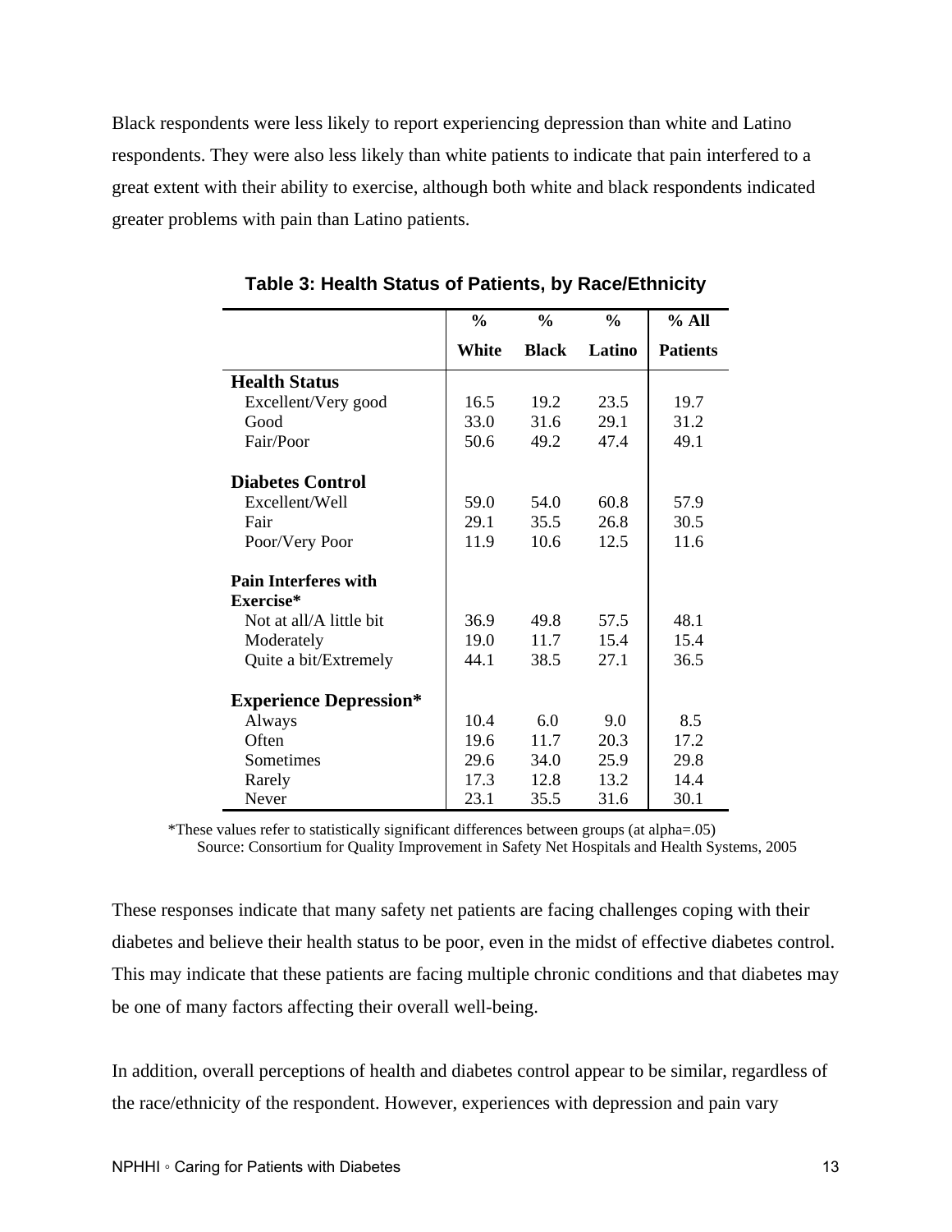Black respondents were less likely to report experiencing depression than white and Latino respondents. They were also less likely than white patients to indicate that pain interfered to a great extent with their ability to exercise, although both white and black respondents indicated greater problems with pain than Latino patients.

**Table 3: Health Status of Patients, by Race/Ethnicity**

| | % White | % Black | % Latino | % All Patients |
|---|---|---|---|---|
| **Health Status** | | | | |
| Excellent/Very good | 16.5 | 19.2 | 23.5 | 19.7 |
| Good | 33.0 | 31.6 | 29.1 | 31.2 |
| Fair/Poor | 50.6 | 49.2 | 47.4 | 49.1 |
| **Diabetes Control** | | | | |
| Excellent/Well | 59.0 | 54.0 | 60.8 | 57.9 |
| Fair | 29.1 | 35.5 | 26.8 | 30.5 |
| Poor/Very Poor | 11.9 | 10.6 | 12.5 | 11.6 |
| **Pain Interferes with Exercise*** | | | | |
| Not at all/A little bit | 36.9 | 49.8 | 57.5 | 48.1 |
| Moderately | 19.0 | 11.7 | 15.4 | 15.4 |
| Quite a bit/Extremely | 44.1 | 38.5 | 27.1 | 36.5 |
| **Experience Depression*** | | | | |
| Always | 10.4 | 6.0 | 9.0 | 8.5 |
| Often | 19.6 | 11.7 | 20.3 | 17.2 |
| Sometimes | 29.6 | 34.0 | 25.9 | 29.8 |
| Rarely | 17.3 | 12.8 | 13.2 | 14.4 |
| Never | 23.1 | 35.5 | 31.6 | 30.1 |

*These values refer to statistically significant differences between groups (at alpha=.05)
Source: Consortium for Quality Improvement in Safety Net Hospitals and Health Systems, 2005

These responses indicate that many safety net patients are facing challenges coping with their diabetes and believe their health status to be poor, even in the midst of effective diabetes control. This may indicate that these patients are facing multiple chronic conditions and that diabetes may be one of many factors affecting their overall well-being.

In addition, overall perceptions of health and diabetes control appear to be similar, regardless of the race/ethnicity of the respondent. However, experiences with depression and pain vary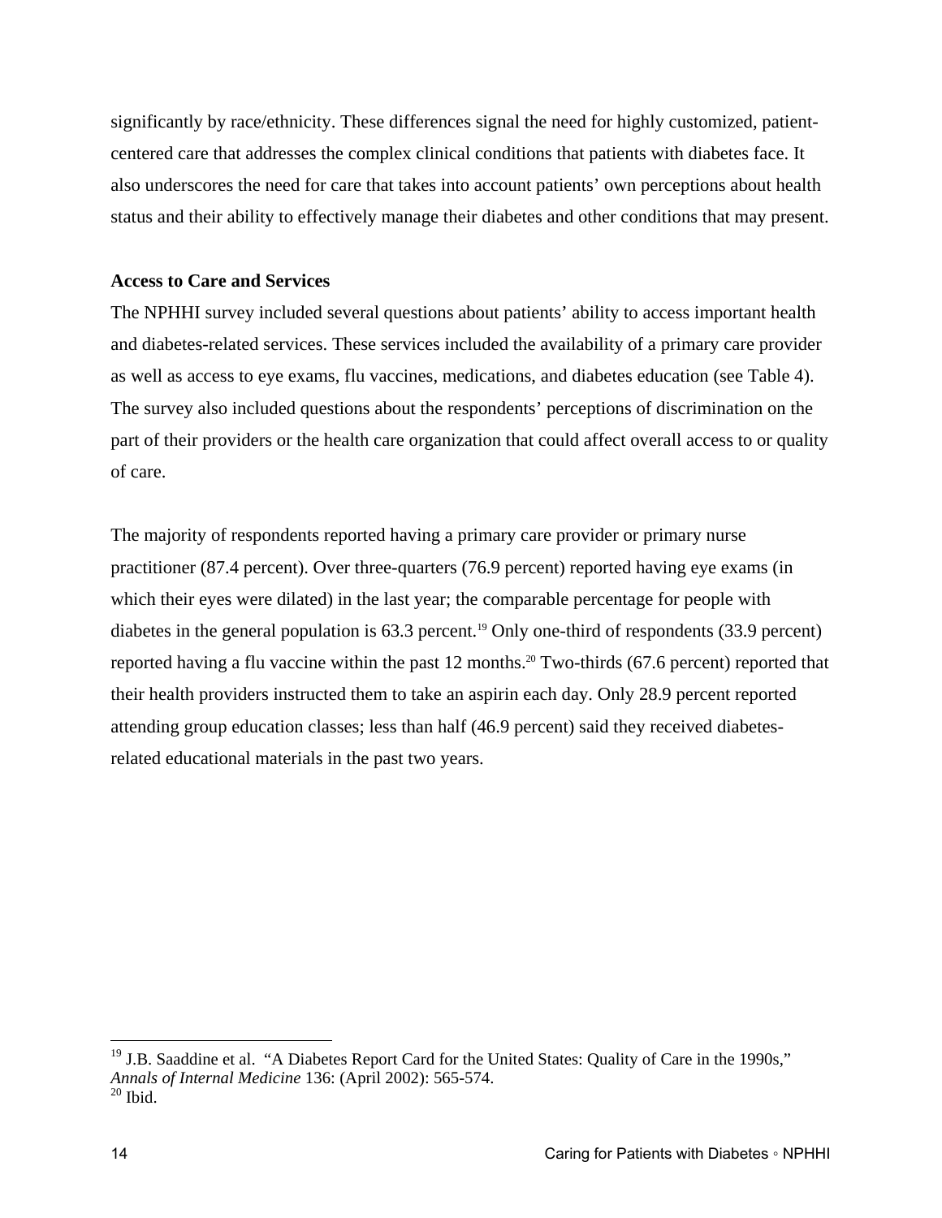significantly by race/ethnicity. These differences signal the need for highly customized, patient-centered care that addresses the complex clinical conditions that patients with diabetes face. It also underscores the need for care that takes into account patients' own perceptions about health status and their ability to effectively manage their diabetes and other conditions that may present.

**Access to Care and Services**

The NPHHI survey included several questions about patients' ability to access important health and diabetes-related services. These services included the availability of a primary care provider as well as access to eye exams, flu vaccines, medications, and diabetes education (see Table 4). The survey also included questions about the respondents' perceptions of discrimination on the part of their providers or the health care organization that could affect overall access to or quality of care.

The majority of respondents reported having a primary care provider or primary nurse practitioner (87.4 percent). Over three-quarters (76.9 percent) reported having eye exams (in which their eyes were dilated) in the last year; the comparable percentage for people with diabetes in the general population is 63.3 percent.[19] Only one-third of respondents (33.9 percent) reported having a flu vaccine within the past 12 months.[20] Two-thirds (67.6 percent) reported that their health providers instructed them to take an aspirin each day. Only 28.9 percent reported attending group education classes; less than half (46.9 percent) said they received diabetes-related educational materials in the past two years.

---

[19] J.B. Saaddine et al. "A Diabetes Report Card for the United States: Quality of Care in the 1990s," *Annals of Internal Medicine* 136: (April 2002): 565-574.
[20] Ibid.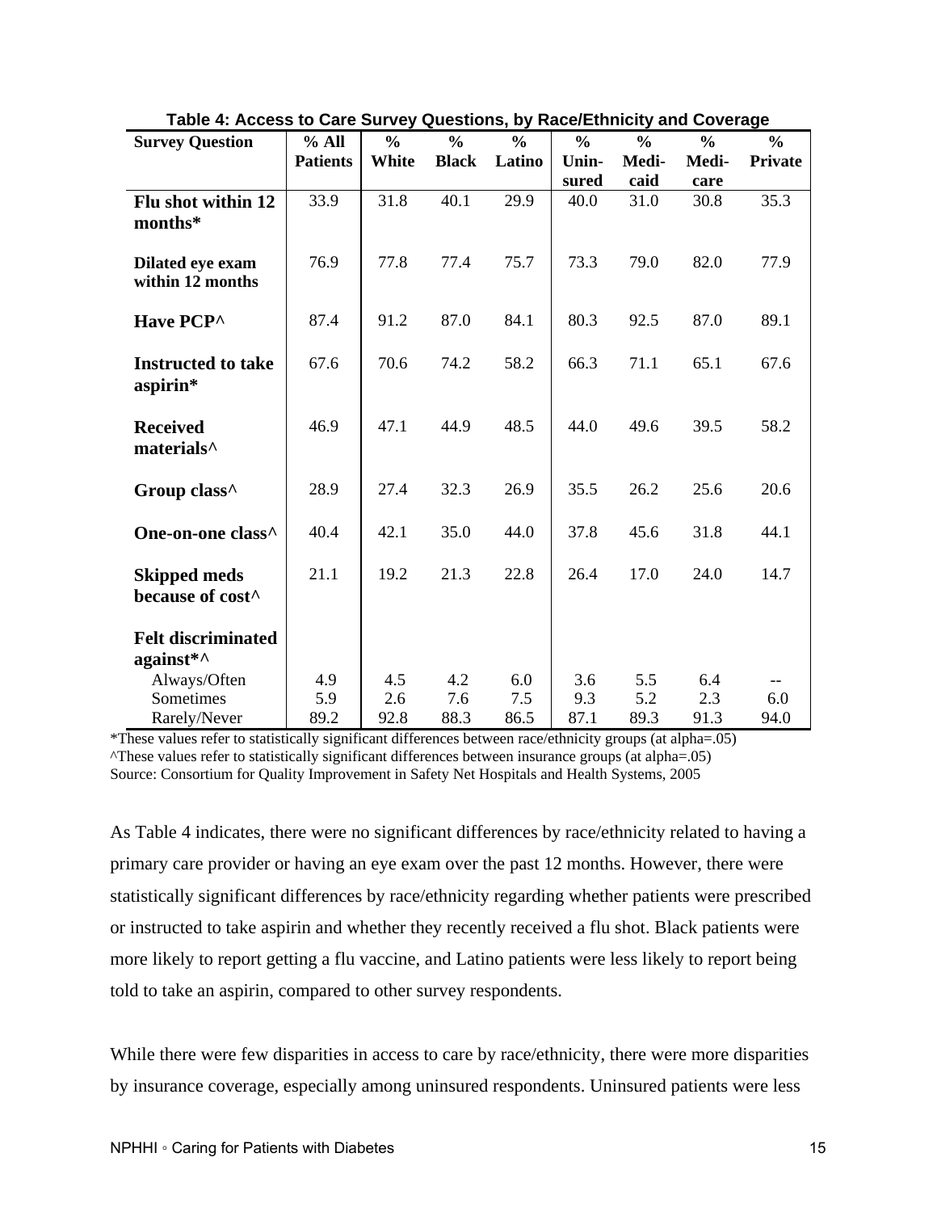**Table 4: Access to Care Survey Questions, by Race/Ethnicity and Coverage**

| Survey Question | % All Patients | % White | % Black | % Latino | % Uninsured | % Medicaid | % Medicare | % Private |
|---|---|---|---|---|---|---|---|---|
| **Flu shot within 12 months*** | 33.9 | 31.8 | 40.1 | 29.9 | 40.0 | 31.0 | 30.8 | 35.3 |
| **Dilated eye exam within 12 months** | 76.9 | 77.8 | 77.4 | 75.7 | 73.3 | 79.0 | 82.0 | 77.9 |
| **Have PCP^** | 87.4 | 91.2 | 87.0 | 84.1 | 80.3 | 92.5 | 87.0 | 89.1 |
| **Instructed to take aspirin*** | 67.6 | 70.6 | 74.2 | 58.2 | 66.3 | 71.1 | 65.1 | 67.6 |
| **Received materials^** | 46.9 | 47.1 | 44.9 | 48.5 | 44.0 | 49.6 | 39.5 | 58.2 |
| **Group class^** | 28.9 | 27.4 | 32.3 | 26.9 | 35.5 | 26.2 | 25.6 | 20.6 |
| **One-on-one class^** | 40.4 | 42.1 | 35.0 | 44.0 | 37.8 | 45.6 | 31.8 | 44.1 |
| **Skipped meds because of cost^** | 21.1 | 19.2 | 21.3 | 22.8 | 26.4 | 17.0 | 24.0 | 14.7 |
| **Felt discriminated against*^** | | | | | | | | |
| Always/Often | 4.9 | 4.5 | 4.2 | 6.0 | 3.6 | 5.5 | 6.4 | -- |
| Sometimes | 5.9 | 2.6 | 7.6 | 7.5 | 9.3 | 5.2 | 2.3 | 6.0 |
| Rarely/Never | 89.2 | 92.8 | 88.3 | 86.5 | 87.1 | 89.3 | 91.3 | 94.0 |

*These values refer to statistically significant differences between race/ethnicity groups (at alpha=.05)
^These values refer to statistically significant differences between insurance groups (at alpha=.05)
Source: Consortium for Quality Improvement in Safety Net Hospitals and Health Systems, 2005

As Table 4 indicates, there were no significant differences by race/ethnicity related to having a primary care provider or having an eye exam over the past 12 months. However, there were statistically significant differences by race/ethnicity regarding whether patients were prescribed or instructed to take aspirin and whether they recently received a flu shot. Black patients were more likely to report getting a flu vaccine, and Latino patients were less likely to report being told to take an aspirin, compared to other survey respondents.

While there were few disparities in access to care by race/ethnicity, there were more disparities by insurance coverage, especially among uninsured respondents. Uninsured patients were less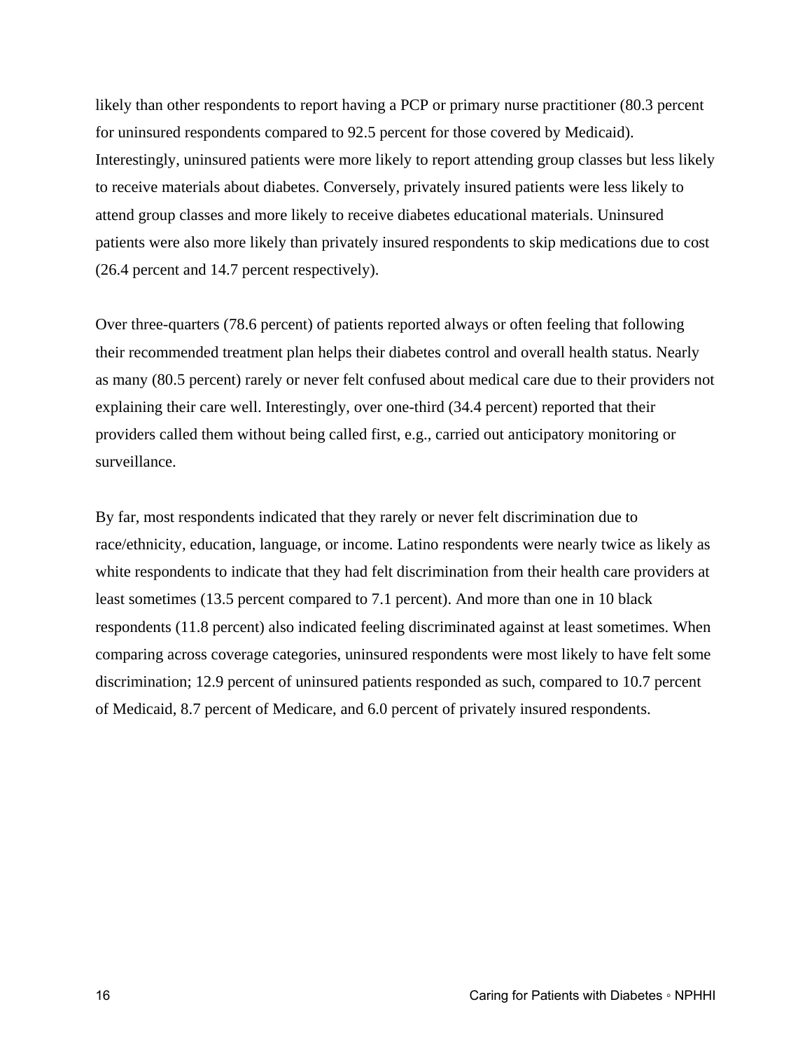likely than other respondents to report having a PCP or primary nurse practitioner (80.3 percent for uninsured respondents compared to 92.5 percent for those covered by Medicaid). Interestingly, uninsured patients were more likely to report attending group classes but less likely to receive materials about diabetes. Conversely, privately insured patients were less likely to attend group classes and more likely to receive diabetes educational materials. Uninsured patients were also more likely than privately insured respondents to skip medications due to cost (26.4 percent and 14.7 percent respectively).

Over three-quarters (78.6 percent) of patients reported always or often feeling that following their recommended treatment plan helps their diabetes control and overall health status. Nearly as many (80.5 percent) rarely or never felt confused about medical care due to their providers not explaining their care well. Interestingly, over one-third (34.4 percent) reported that their providers called them without being called first, e.g., carried out anticipatory monitoring or surveillance.

By far, most respondents indicated that they rarely or never felt discrimination due to race/ethnicity, education, language, or income. Latino respondents were nearly twice as likely as white respondents to indicate that they had felt discrimination from their health care providers at least sometimes (13.5 percent compared to 7.1 percent). And more than one in 10 black respondents (11.8 percent) also indicated feeling discriminated against at least sometimes. When comparing across coverage categories, uninsured respondents were most likely to have felt some discrimination; 12.9 percent of uninsured patients responded as such, compared to 10.7 percent of Medicaid, 8.7 percent of Medicare, and 6.0 percent of privately insured respondents.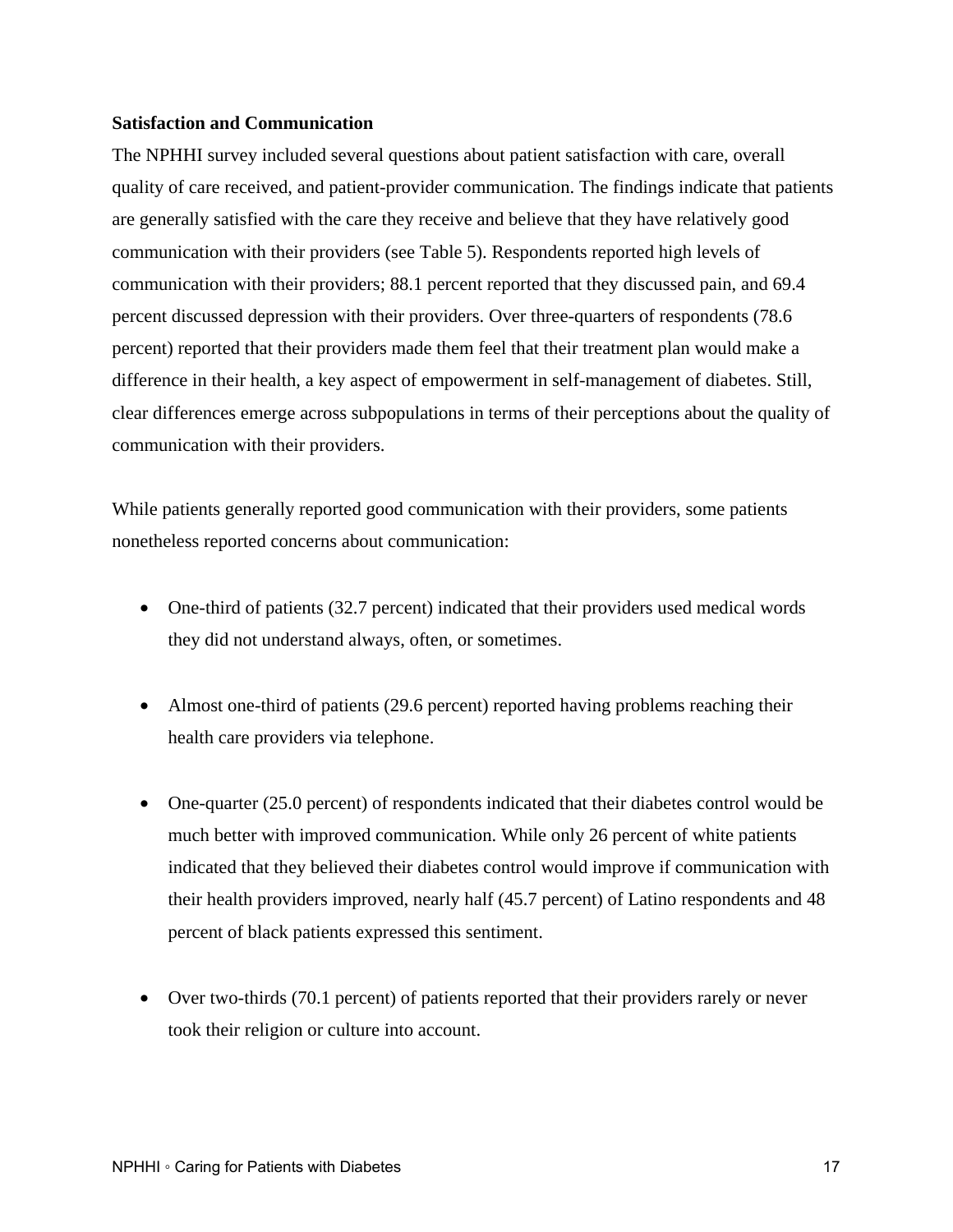**Satisfaction and Communication**

The NPHHI survey included several questions about patient satisfaction with care, overall quality of care received, and patient-provider communication. The findings indicate that patients are generally satisfied with the care they receive and believe that they have relatively good communication with their providers (see Table 5). Respondents reported high levels of communication with their providers; 88.1 percent reported that they discussed pain, and 69.4 percent discussed depression with their providers. Over three-quarters of respondents (78.6 percent) reported that their providers made them feel that their treatment plan would make a difference in their health, a key aspect of empowerment in self-management of diabetes. Still, clear differences emerge across subpopulations in terms of their perceptions about the quality of communication with their providers.

While patients generally reported good communication with their providers, some patients nonetheless reported concerns about communication:

- One-third of patients (32.7 percent) indicated that their providers used medical words they did not understand always, often, or sometimes.
- Almost one-third of patients (29.6 percent) reported having problems reaching their health care providers via telephone.
- One-quarter (25.0 percent) of respondents indicated that their diabetes control would be much better with improved communication. While only 26 percent of white patients indicated that they believed their diabetes control would improve if communication with their health providers improved, nearly half (45.7 percent) of Latino respondents and 48 percent of black patients expressed this sentiment.
- Over two-thirds (70.1 percent) of patients reported that their providers rarely or never took their religion or culture into account.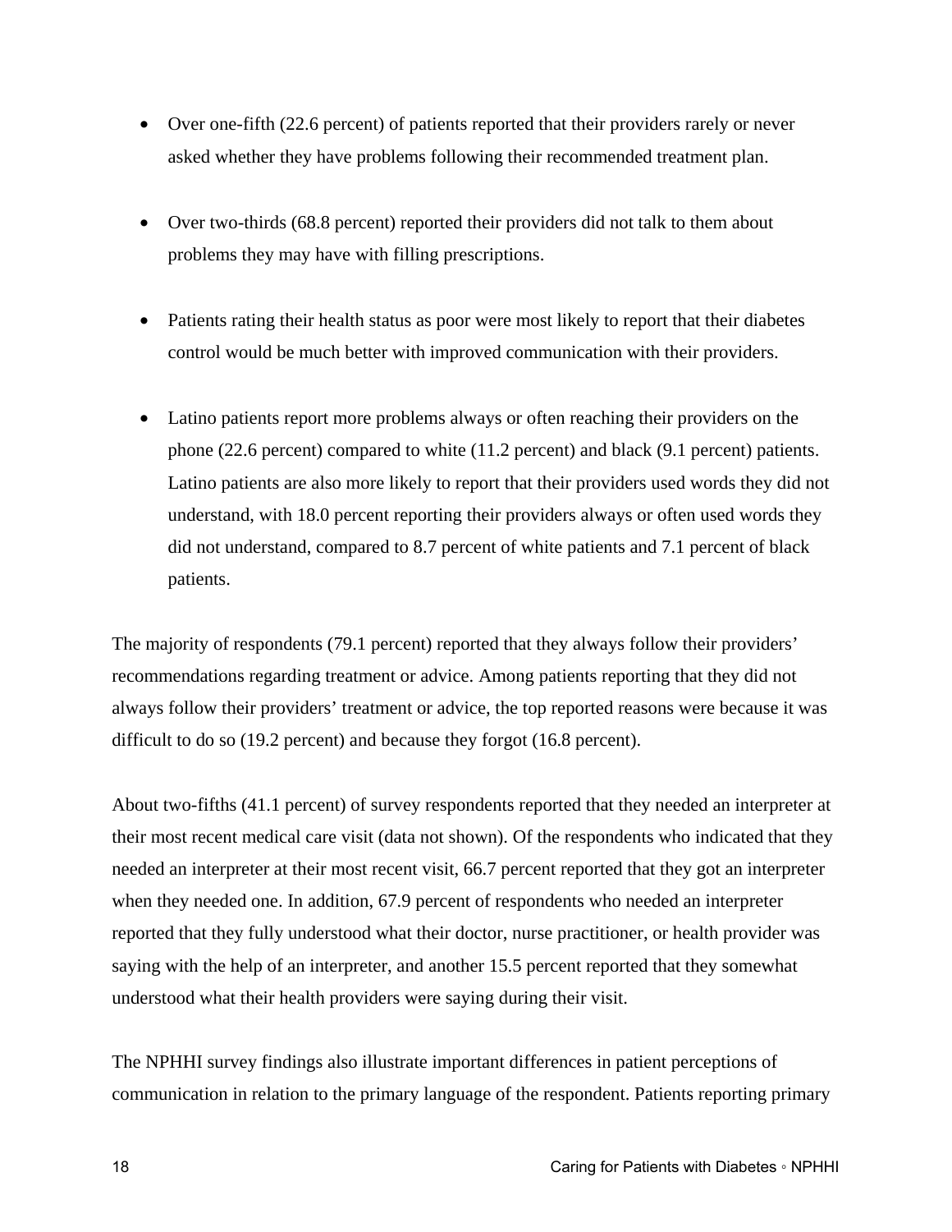- Over one-fifth (22.6 percent) of patients reported that their providers rarely or never asked whether they have problems following their recommended treatment plan.

- Over two-thirds (68.8 percent) reported their providers did not talk to them about problems they may have with filling prescriptions.

- Patients rating their health status as poor were most likely to report that their diabetes control would be much better with improved communication with their providers.

- Latino patients report more problems always or often reaching their providers on the phone (22.6 percent) compared to white (11.2 percent) and black (9.1 percent) patients. Latino patients are also more likely to report that their providers used words they did not understand, with 18.0 percent reporting their providers always or often used words they did not understand, compared to 8.7 percent of white patients and 7.1 percent of black patients.

The majority of respondents (79.1 percent) reported that they always follow their providers' recommendations regarding treatment or advice. Among patients reporting that they did not always follow their providers' treatment or advice, the top reported reasons were because it was difficult to do so (19.2 percent) and because they forgot (16.8 percent).

About two-fifths (41.1 percent) of survey respondents reported that they needed an interpreter at their most recent medical care visit (data not shown). Of the respondents who indicated that they needed an interpreter at their most recent visit, 66.7 percent reported that they got an interpreter when they needed one. In addition, 67.9 percent of respondents who needed an interpreter reported that they fully understood what their doctor, nurse practitioner, or health provider was saying with the help of an interpreter, and another 15.5 percent reported that they somewhat understood what their health providers were saying during their visit.

The NPHHI survey findings also illustrate important differences in patient perceptions of communication in relation to the primary language of the respondent. Patients reporting primary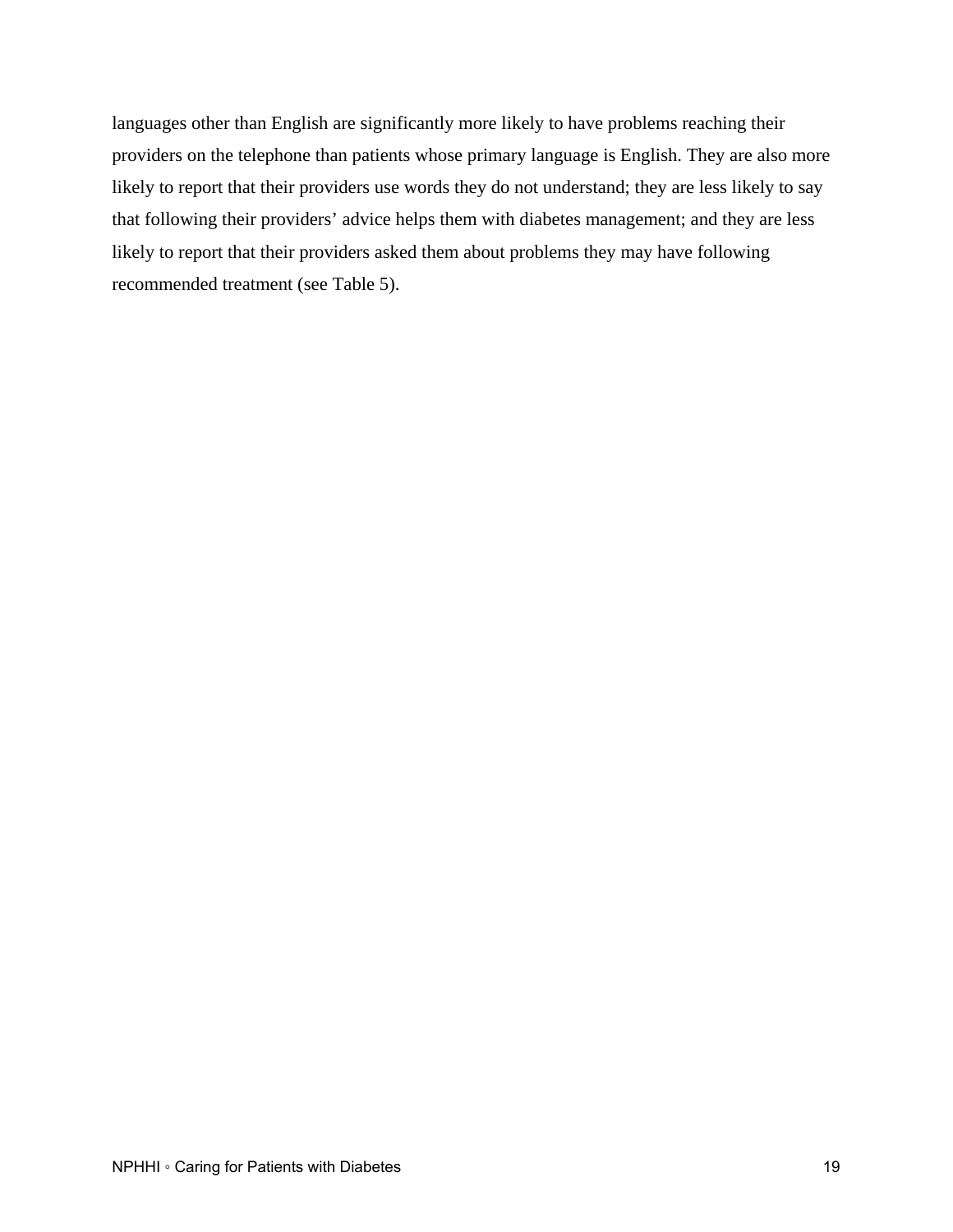languages other than English are significantly more likely to have problems reaching their providers on the telephone than patients whose primary language is English. They are also more likely to report that their providers use words they do not understand; they are less likely to say that following their providers' advice helps them with diabetes management; and they are less likely to report that their providers asked them about problems they may have following recommended treatment (see Table 5).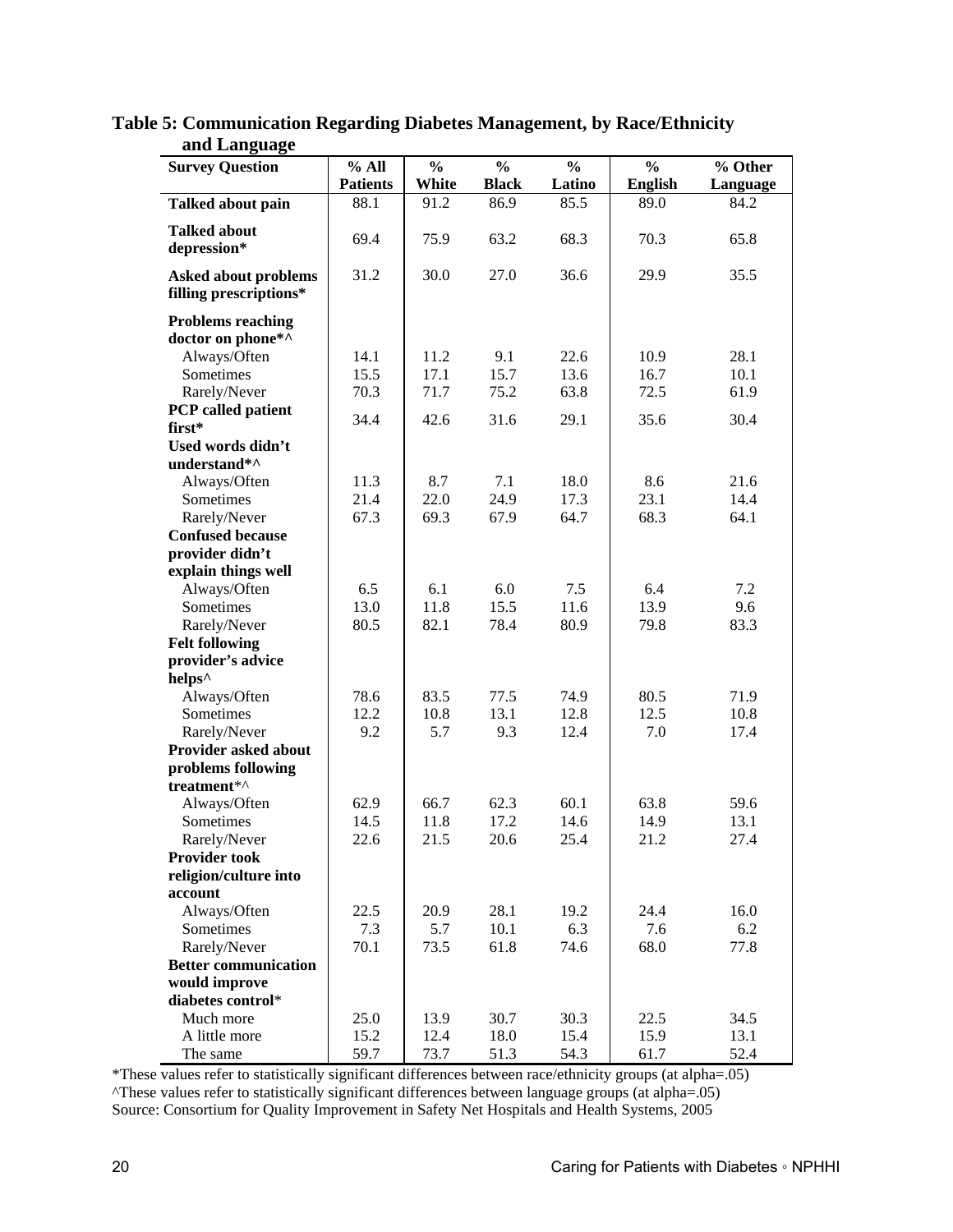**Table 5: Communication Regarding Diabetes Management, by Race/Ethnicity and Language**

| Survey Question | % All Patients | % White | % Black | % Latino | % English | % Other Language |
|---|---|---|---|---|---|---|
| **Talked about pain** | 88.1 | 91.2 | 86.9 | 85.5 | 89.0 | 84.2 |
| **Talked about depression*** | 69.4 | 75.9 | 63.2 | 68.3 | 70.3 | 65.8 |
| **Asked about problems filling prescriptions*** | 31.2 | 30.0 | 27.0 | 36.6 | 29.9 | 35.5 |
| **Problems reaching doctor on phone*^** | | | | | | |
| Always/Often | 14.1 | 11.2 | 9.1 | 22.6 | 10.9 | 28.1 |
| Sometimes | 15.5 | 17.1 | 15.7 | 13.6 | 16.7 | 10.1 |
| Rarely/Never | 70.3 | 71.7 | 75.2 | 63.8 | 72.5 | 61.9 |
| **PCP called patient first*** | 34.4 | 42.6 | 31.6 | 29.1 | 35.6 | 30.4 |
| **Used words didn't understand*^** | | | | | | |
| Always/Often | 11.3 | 8.7 | 7.1 | 18.0 | 8.6 | 21.6 |
| Sometimes | 21.4 | 22.0 | 24.9 | 17.3 | 23.1 | 14.4 |
| Rarely/Never | 67.3 | 69.3 | 67.9 | 64.7 | 68.3 | 64.1 |
| **Confused because provider didn't explain things well** | | | | | | |
| Always/Often | 6.5 | 6.1 | 6.0 | 7.5 | 6.4 | 7.2 |
| Sometimes | 13.0 | 11.8 | 15.5 | 11.6 | 13.9 | 9.6 |
| Rarely/Never | 80.5 | 82.1 | 78.4 | 80.9 | 79.8 | 83.3 |
| **Felt following provider's advice helps^** | | | | | | |
| Always/Often | 78.6 | 83.5 | 77.5 | 74.9 | 80.5 | 71.9 |
| Sometimes | 12.2 | 10.8 | 13.1 | 12.8 | 12.5 | 10.8 |
| Rarely/Never | 9.2 | 5.7 | 9.3 | 12.4 | 7.0 | 17.4 |
| **Provider asked about problems following treatment*^** | | | | | | |
| Always/Often | 62.9 | 66.7 | 62.3 | 60.1 | 63.8 | 59.6 |
| Sometimes | 14.5 | 11.8 | 17.2 | 14.6 | 14.9 | 13.1 |
| Rarely/Never | 22.6 | 21.5 | 20.6 | 25.4 | 21.2 | 27.4 |
| **Provider took religion/culture into account** | | | | | | |
| Always/Often | 22.5 | 20.9 | 28.1 | 19.2 | 24.4 | 16.0 |
| Sometimes | 7.3 | 5.7 | 10.1 | 6.3 | 7.6 | 6.2 |
| Rarely/Never | 70.1 | 73.5 | 61.8 | 74.6 | 68.0 | 77.8 |
| **Better communication would improve diabetes control*** | | | | | | |
| Much more | 25.0 | 13.9 | 30.7 | 30.3 | 22.5 | 34.5 |
| A little more | 15.2 | 12.4 | 18.0 | 15.4 | 15.9 | 13.1 |
| The same | 59.7 | 73.7 | 51.3 | 54.3 | 61.7 | 52.4 |

*These values refer to statistically significant differences between race/ethnicity groups (at alpha=.05)
^These values refer to statistically significant differences between language groups (at alpha=.05)
Source: Consortium for Quality Improvement in Safety Net Hospitals and Health Systems, 2005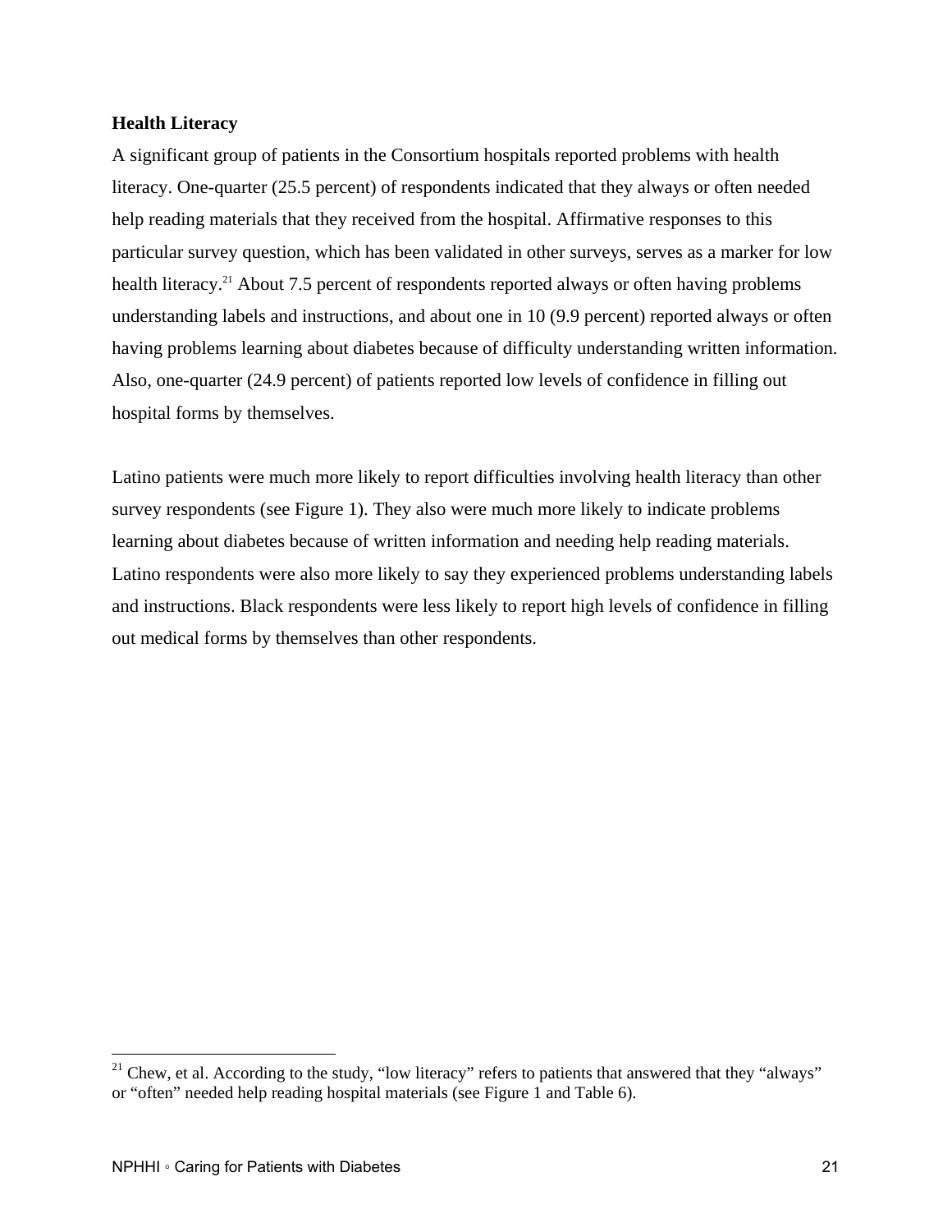**Health Literacy**

A significant group of patients in the Consortium hospitals reported problems with health literacy. One-quarter (25.5 percent) of respondents indicated that they always or often needed help reading materials that they received from the hospital. Affirmative responses to this particular survey question, which has been validated in other surveys, serves as a marker for low health literacy.[21] About 7.5 percent of respondents reported always or often having problems understanding labels and instructions, and about one in 10 (9.9 percent) reported always or often having problems learning about diabetes because of difficulty understanding written information. Also, one-quarter (24.9 percent) of patients reported low levels of confidence in filling out hospital forms by themselves.

Latino patients were much more likely to report difficulties involving health literacy than other survey respondents (see Figure 1). They also were much more likely to indicate problems learning about diabetes because of written information and needing help reading materials. Latino respondents were also more likely to say they experienced problems understanding labels and instructions. Black respondents were less likely to report high levels of confidence in filling out medical forms by themselves than other respondents.

[21] Chew, et al. According to the study, "low literacy" refers to patients that answered that they "always" or "often" needed help reading hospital materials (see Figure 1 and Table 6).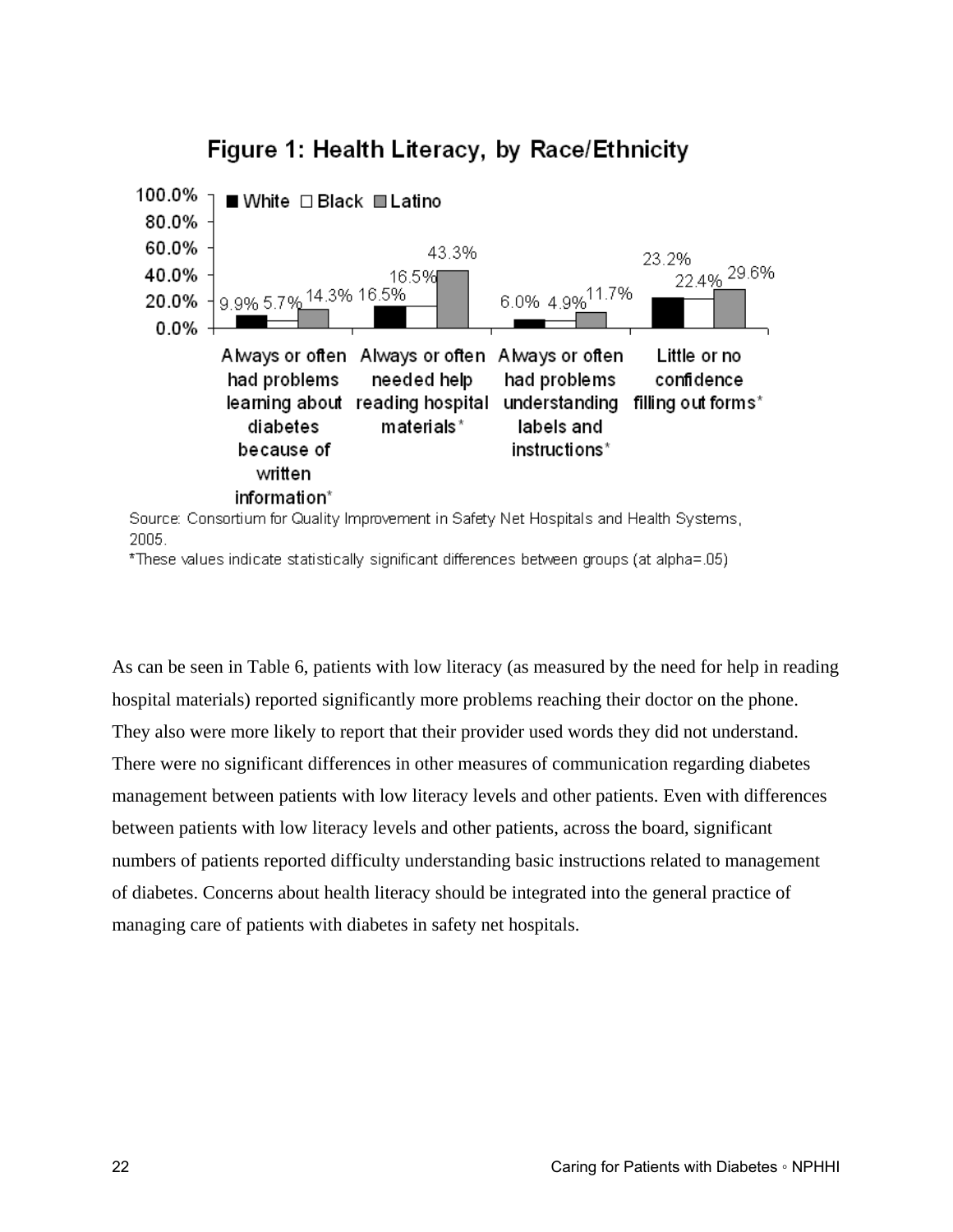## Figure 1: Health Literacy, by Race/Ethnicity

| | White | Black | Latino |
|---|---|---|---|
| Always or often had problems learning about diabetes because of written information* | 9.9% | 5.7% | 14.3% |
| Always or often needed help reading hospital materials* | 16.5% | 16.5% | 43.3% |
| Always or often had problems understanding labels and instructions* | 6.0% | 4.9% | 11.7% |
| Little or no confidence filling out forms* | 23.2% | 22.4% | 29.6% |

Source: Consortium for Quality Improvement in Safety Net Hospitals and Health Systems, 2005.

*These values indicate statistically significant differences between groups (at alpha=.05)

As can be seen in Table 6, patients with low literacy (as measured by the need for help in reading hospital materials) reported significantly more problems reaching their doctor on the phone. They also were more likely to report that their provider used words they did not understand. There were no significant differences in other measures of communication regarding diabetes management between patients with low literacy levels and other patients. Even with differences between patients with low literacy levels and other patients, across the board, significant numbers of patients reported difficulty understanding basic instructions related to management of diabetes. Concerns about health literacy should be integrated into the general practice of managing care of patients with diabetes in safety net hospitals.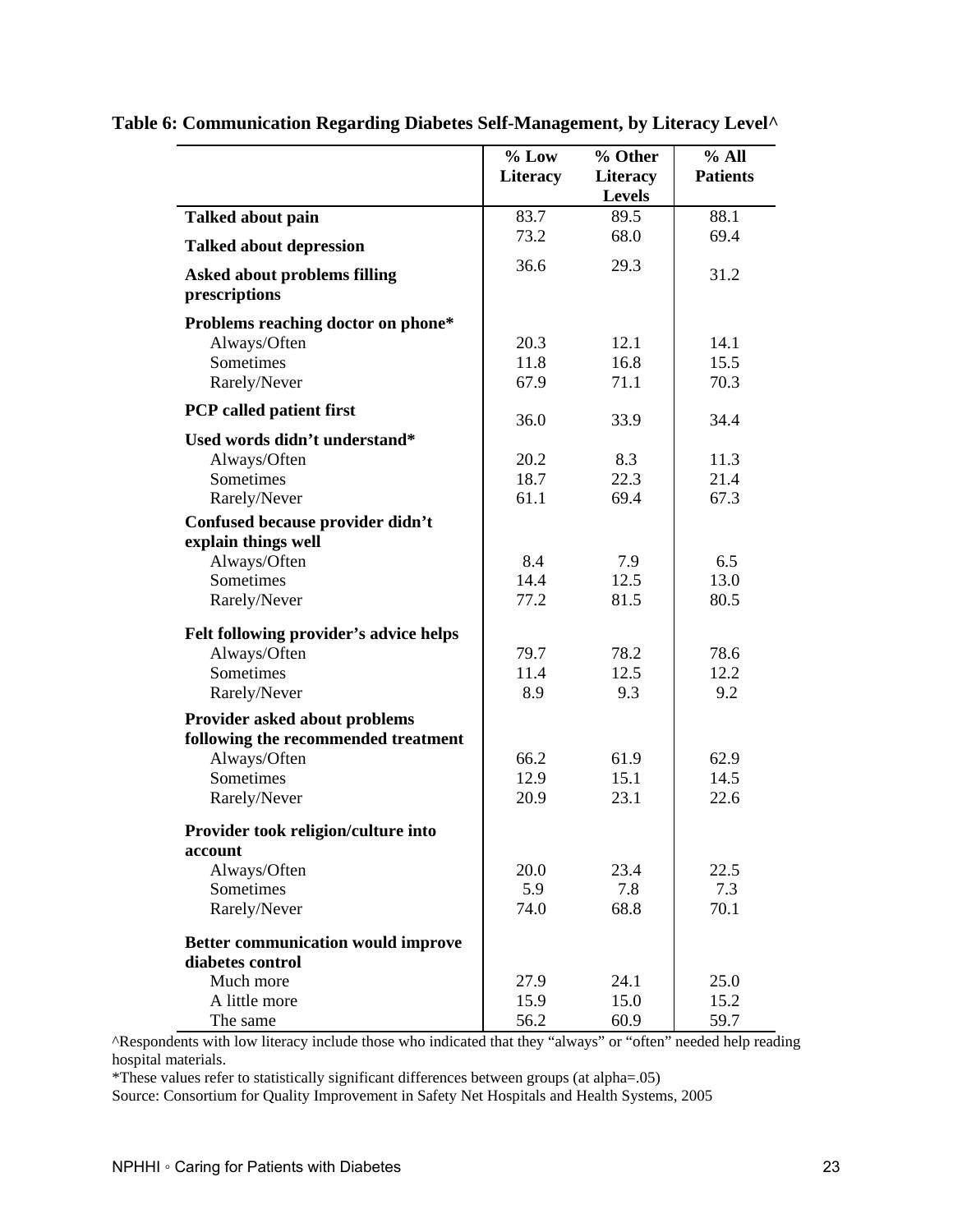**Table 6: Communication Regarding Diabetes Self-Management, by Literacy Level^**

| | % Low Literacy | % Other Literacy Levels | % All Patients |
|---|---|---|---|
| **Talked about pain** | 83.7 | 89.5 | 88.1 |
| **Talked about depression** | 73.2 | 68.0 | 69.4 |
| **Asked about problems filling prescriptions** | 36.6 | 29.3 | 31.2 |
| **Problems reaching doctor on phone*** | | | |
| Always/Often | 20.3 | 12.1 | 14.1 |
| Sometimes | 11.8 | 16.8 | 15.5 |
| Rarely/Never | 67.9 | 71.1 | 70.3 |
| **PCP called patient first** | 36.0 | 33.9 | 34.4 |
| **Used words didn't understand*** | | | |
| Always/Often | 20.2 | 8.3 | 11.3 |
| Sometimes | 18.7 | 22.3 | 21.4 |
| Rarely/Never | 61.1 | 69.4 | 67.3 |
| **Confused because provider didn't explain things well** | | | |
| Always/Often | 8.4 | 7.9 | 6.5 |
| Sometimes | 14.4 | 12.5 | 13.0 |
| Rarely/Never | 77.2 | 81.5 | 80.5 |
| **Felt following provider's advice helps** | | | |
| Always/Often | 79.7 | 78.2 | 78.6 |
| Sometimes | 11.4 | 12.5 | 12.2 |
| Rarely/Never | 8.9 | 9.3 | 9.2 |
| **Provider asked about problems following the recommended treatment** | | | |
| Always/Often | 66.2 | 61.9 | 62.9 |
| Sometimes | 12.9 | 15.1 | 14.5 |
| Rarely/Never | 20.9 | 23.1 | 22.6 |
| **Provider took religion/culture into account** | | | |
| Always/Often | 20.0 | 23.4 | 22.5 |
| Sometimes | 5.9 | 7.8 | 7.3 |
| Rarely/Never | 74.0 | 68.8 | 70.1 |
| **Better communication would improve diabetes control** | | | |
| Much more | 27.9 | 24.1 | 25.0 |
| A little more | 15.9 | 15.0 | 15.2 |
| The same | 56.2 | 60.9 | 59.7 |

^Respondents with low literacy include those who indicated that they "always" or "often" needed help reading hospital materials.

*These values refer to statistically significant differences between groups (at alpha=.05)

Source: Consortium for Quality Improvement in Safety Net Hospitals and Health Systems, 2005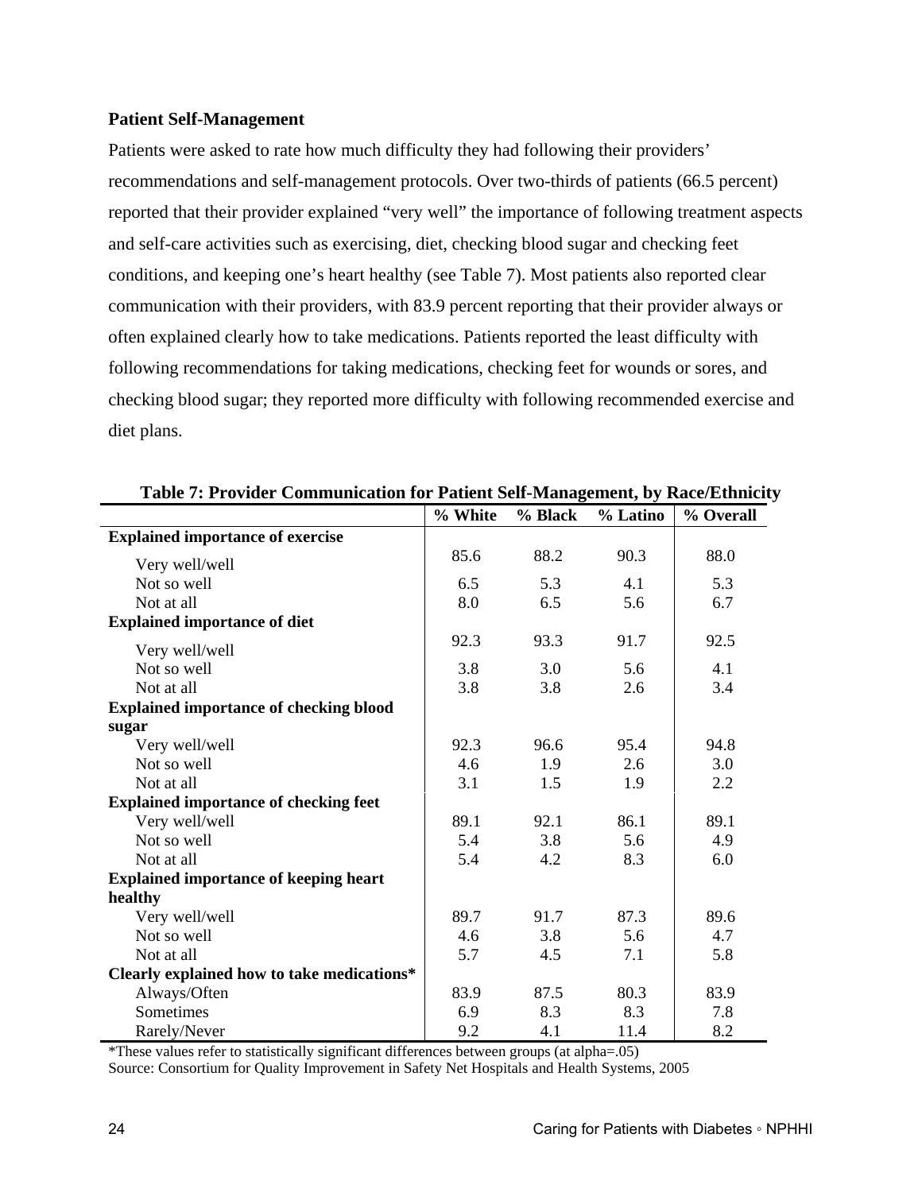### Patient Self-Management

Patients were asked to rate how much difficulty they had following their providers' recommendations and self-management protocols. Over two-thirds of patients (66.5 percent) reported that their provider explained "very well" the importance of following treatment aspects and self-care activities such as exercising, diet, checking blood sugar and checking feet conditions, and keeping one's heart healthy (see Table 7). Most patients also reported clear communication with their providers, with 83.9 percent reporting that their provider always or often explained clearly how to take medications. Patients reported the least difficulty with following recommendations for taking medications, checking feet for wounds or sores, and checking blood sugar; they reported more difficulty with following recommended exercise and diet plans.

**Table 7: Provider Communication for Patient Self-Management, by Race/Ethnicity**

| | % White | % Black | % Latino | % Overall |
|---|---|---|---|---|
| **Explained importance of exercise** | | | | |
| Very well/well | 85.6 | 88.2 | 90.3 | 88.0 |
| Not so well | 6.5 | 5.3 | 4.1 | 5.3 |
| Not at all | 8.0 | 6.5 | 5.6 | 6.7 |
| **Explained importance of diet** | | | | |
| Very well/well | 92.3 | 93.3 | 91.7 | 92.5 |
| Not so well | 3.8 | 3.0 | 5.6 | 4.1 |
| Not at all | 3.8 | 3.8 | 2.6 | 3.4 |
| **Explained importance of checking blood sugar** | | | | |
| Very well/well | 92.3 | 96.6 | 95.4 | 94.8 |
| Not so well | 4.6 | 1.9 | 2.6 | 3.0 |
| Not at all | 3.1 | 1.5 | 1.9 | 2.2 |
| **Explained importance of checking feet** | | | | |
| Very well/well | 89.1 | 92.1 | 86.1 | 89.1 |
| Not so well | 5.4 | 3.8 | 5.6 | 4.9 |
| Not at all | 5.4 | 4.2 | 8.3 | 6.0 |
| **Explained importance of keeping heart healthy** | | | | |
| Very well/well | 89.7 | 91.7 | 87.3 | 89.6 |
| Not so well | 4.6 | 3.8 | 5.6 | 4.7 |
| Not at all | 5.7 | 4.5 | 7.1 | 5.8 |
| **Clearly explained how to take medications*** | | | | |
| Always/Often | 83.9 | 87.5 | 80.3 | 83.9 |
| Sometimes | 6.9 | 8.3 | 8.3 | 7.8 |
| Rarely/Never | 9.2 | 4.1 | 11.4 | 8.2 |

*These values refer to statistically significant differences between groups (at alpha=.05)

Source: Consortium for Quality Improvement in Safety Net Hospitals and Health Systems, 2005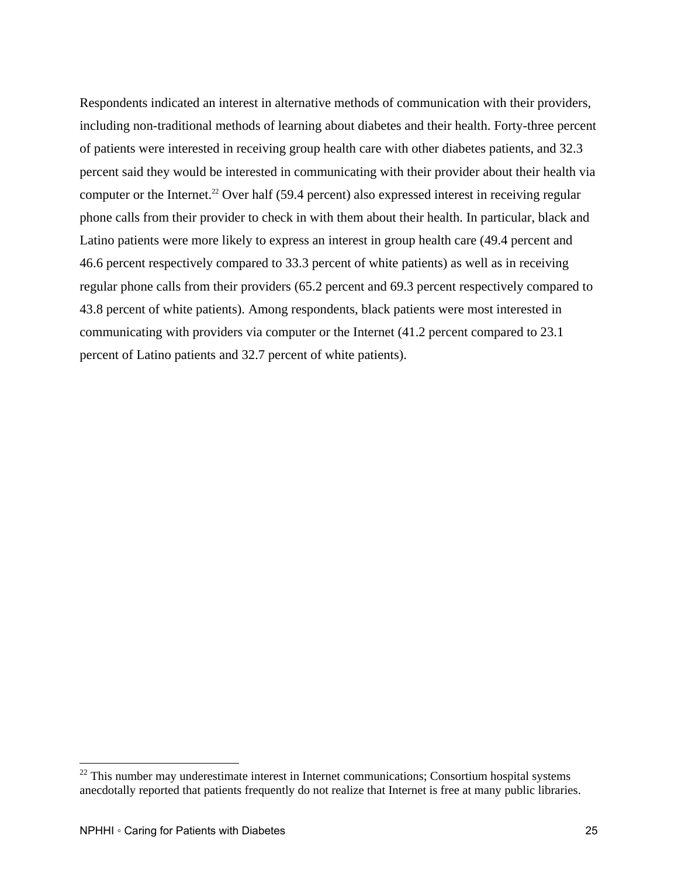Respondents indicated an interest in alternative methods of communication with their providers, including non-traditional methods of learning about diabetes and their health. Forty-three percent of patients were interested in receiving group health care with other diabetes patients, and 32.3 percent said they would be interested in communicating with their provider about their health via computer or the Internet.[22] Over half (59.4 percent) also expressed interest in receiving regular phone calls from their provider to check in with them about their health. In particular, black and Latino patients were more likely to express an interest in group health care (49.4 percent and 46.6 percent respectively compared to 33.3 percent of white patients) as well as in receiving regular phone calls from their providers (65.2 percent and 69.3 percent respectively compared to 43.8 percent of white patients). Among respondents, black patients were most interested in communicating with providers via computer or the Internet (41.2 percent compared to 23.1 percent of Latino patients and 32.7 percent of white patients).

---

[22] This number may underestimate interest in Internet communications; Consortium hospital systems anecdotally reported that patients frequently do not realize that Internet is free at many public libraries.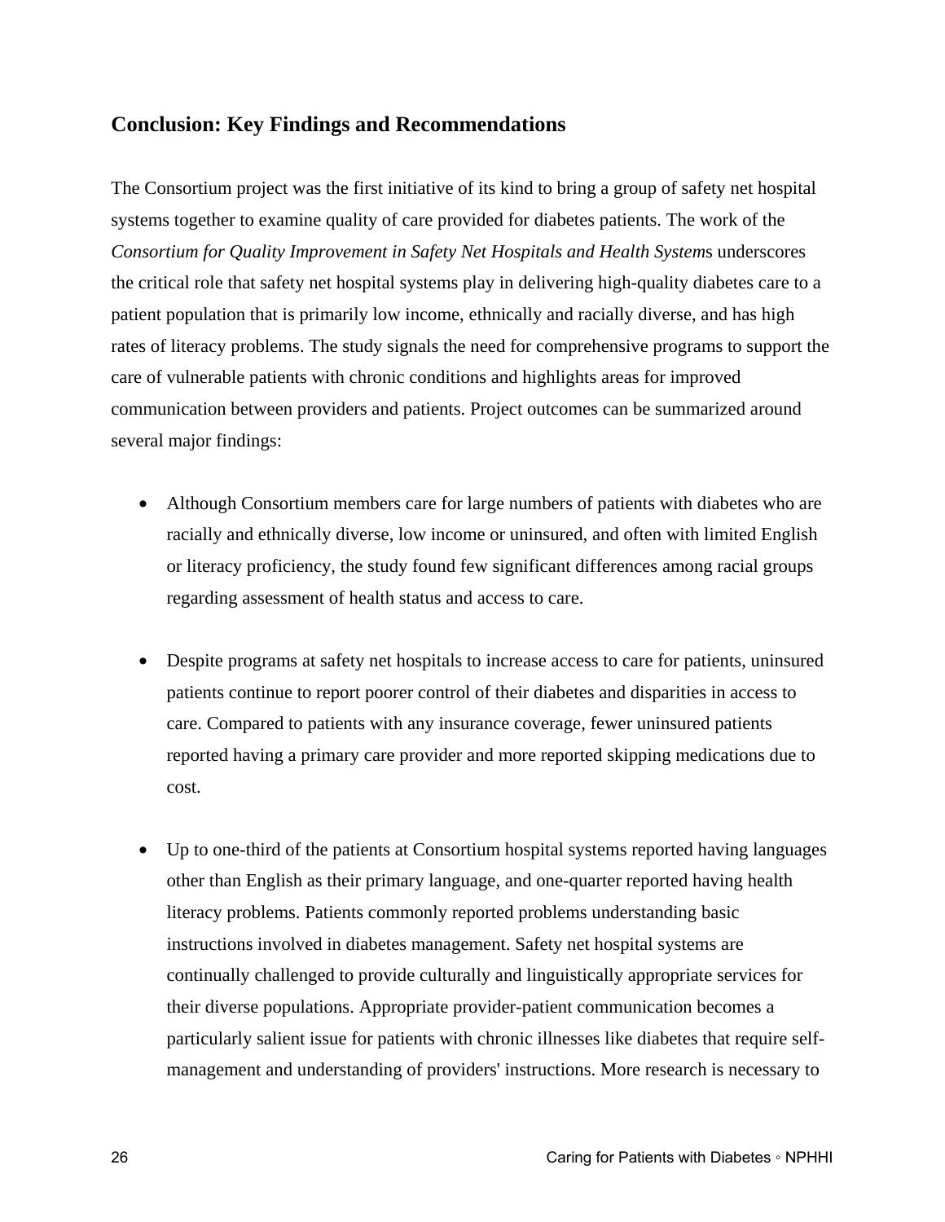## Conclusion: Key Findings and Recommendations

The Consortium project was the first initiative of its kind to bring a group of safety net hospital systems together to examine quality of care provided for diabetes patients. The work of the *Consortium for Quality Improvement in Safety Net Hospitals and Health System*s underscores the critical role that safety net hospital systems play in delivering high-quality diabetes care to a patient population that is primarily low income, ethnically and racially diverse, and has high rates of literacy problems. The study signals the need for comprehensive programs to support the care of vulnerable patients with chronic conditions and highlights areas for improved communication between providers and patients. Project outcomes can be summarized around several major findings:

- Although Consortium members care for large numbers of patients with diabetes who are racially and ethnically diverse, low income or uninsured, and often with limited English or literacy proficiency, the study found few significant differences among racial groups regarding assessment of health status and access to care.

- Despite programs at safety net hospitals to increase access to care for patients, uninsured patients continue to report poorer control of their diabetes and disparities in access to care. Compared to patients with any insurance coverage, fewer uninsured patients reported having a primary care provider and more reported skipping medications due to cost.

- Up to one-third of the patients at Consortium hospital systems reported having languages other than English as their primary language, and one-quarter reported having health literacy problems. Patients commonly reported problems understanding basic instructions involved in diabetes management. Safety net hospital systems are continually challenged to provide culturally and linguistically appropriate services for their diverse populations. Appropriate provider-patient communication becomes a particularly salient issue for patients with chronic illnesses like diabetes that require self-management and understanding of providers' instructions. More research is necessary to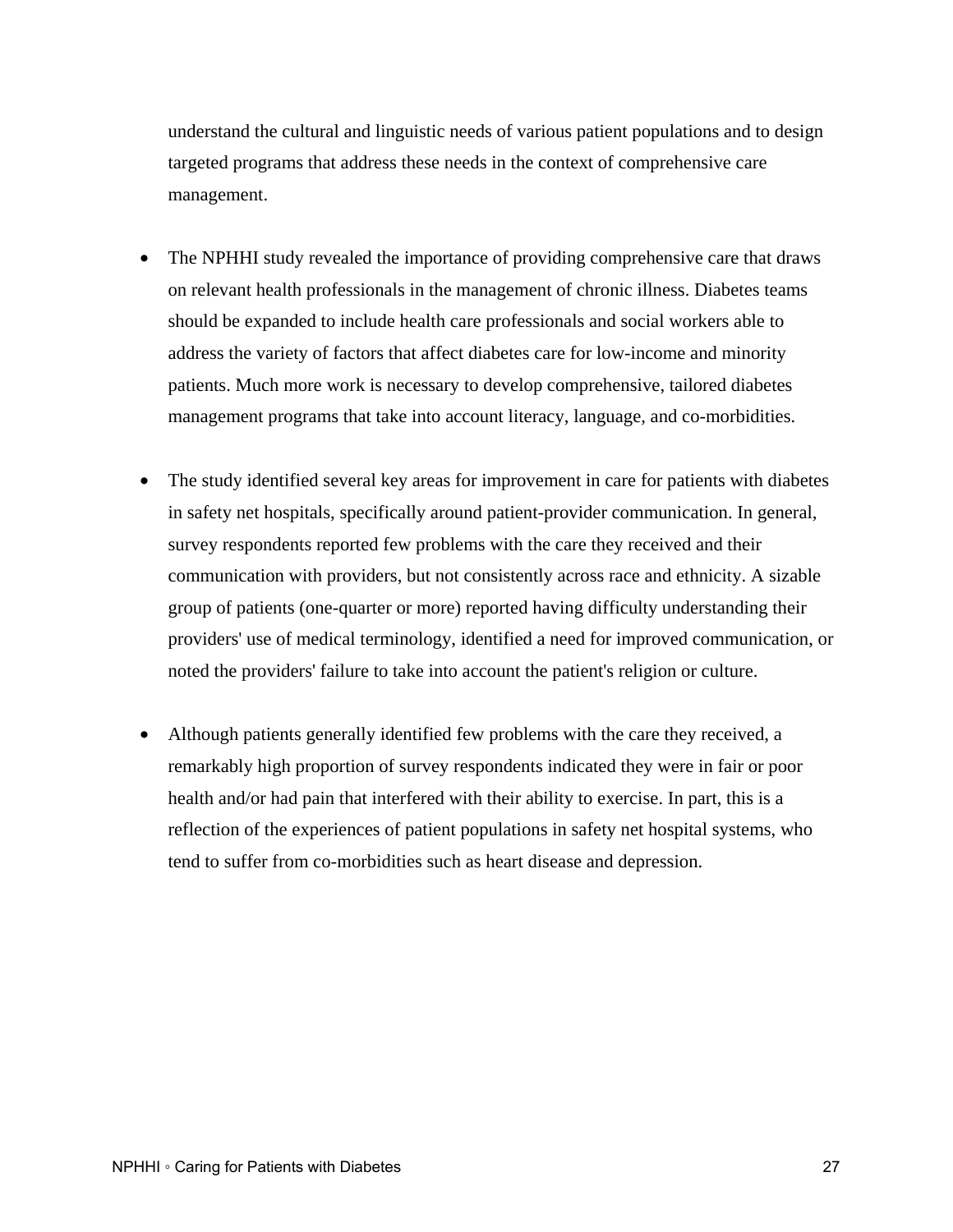understand the cultural and linguistic needs of various patient populations and to design targeted programs that address these needs in the context of comprehensive care management.

- The NPHHI study revealed the importance of providing comprehensive care that draws on relevant health professionals in the management of chronic illness. Diabetes teams should be expanded to include health care professionals and social workers able to address the variety of factors that affect diabetes care for low-income and minority patients. Much more work is necessary to develop comprehensive, tailored diabetes management programs that take into account literacy, language, and co-morbidities.

- The study identified several key areas for improvement in care for patients with diabetes in safety net hospitals, specifically around patient-provider communication. In general, survey respondents reported few problems with the care they received and their communication with providers, but not consistently across race and ethnicity. A sizable group of patients (one-quarter or more) reported having difficulty understanding their providers' use of medical terminology, identified a need for improved communication, or noted the providers' failure to take into account the patient's religion or culture.

- Although patients generally identified few problems with the care they received, a remarkably high proportion of survey respondents indicated they were in fair or poor health and/or had pain that interfered with their ability to exercise. In part, this is a reflection of the experiences of patient populations in safety net hospital systems, who tend to suffer from co-morbidities such as heart disease and depression.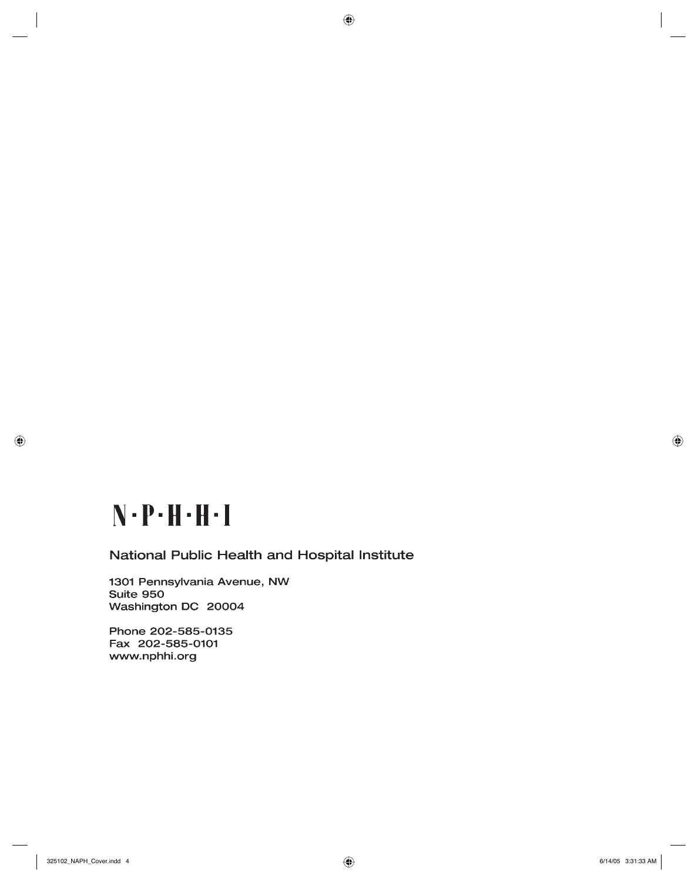N·P·H·H·I

National Public Health and Hospital Institute

1301 Pennsylvania Avenue, NW
Suite 950
Washington DC 20004

Phone 202-585-0135
Fax 202-585-0101
www.nphhi.org